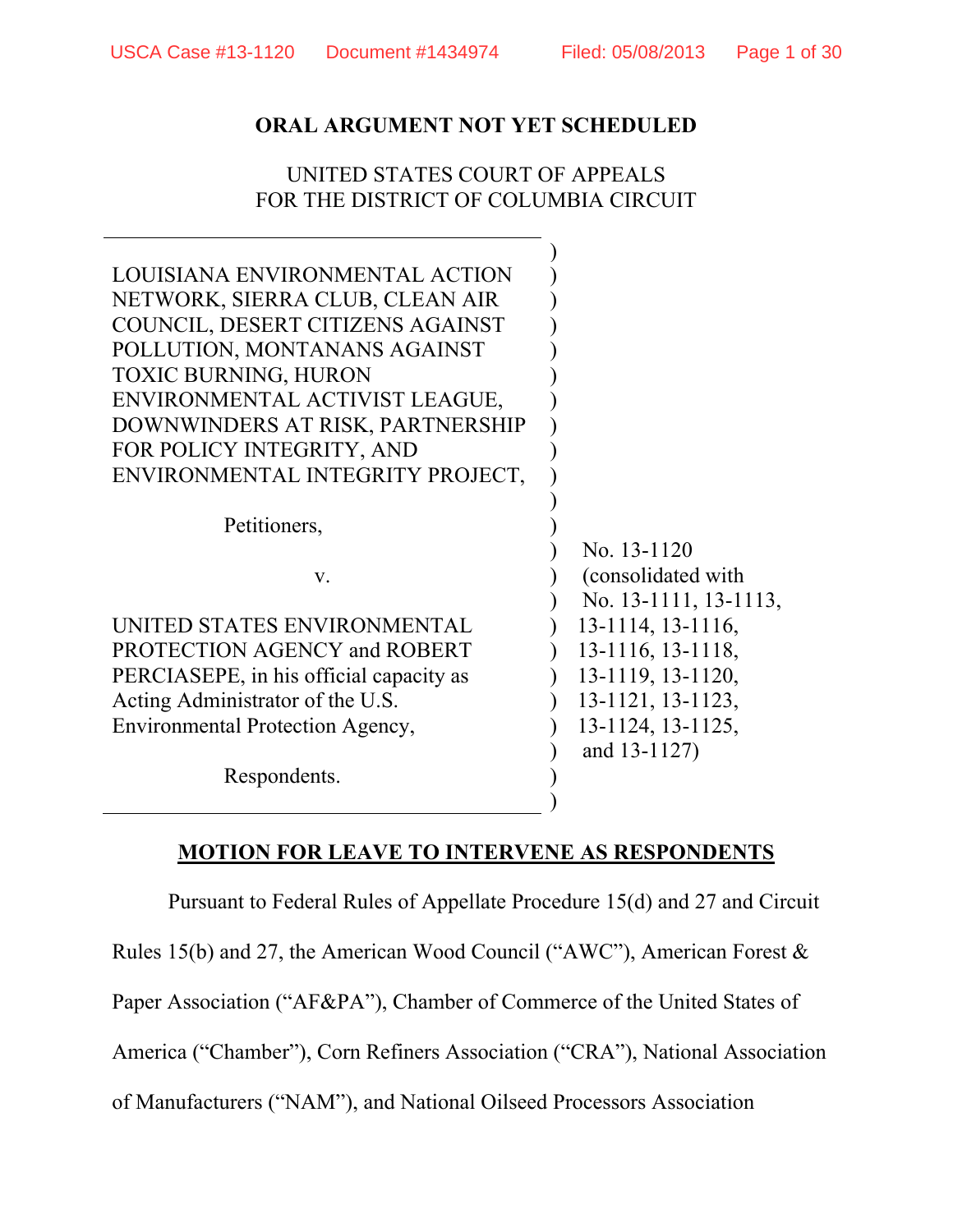**ORAL ARGUMENT NOT YET SCHEDULED**

UNITED STATES COURT OF APPEALS
FOR THE DISTRICT OF COLUMBIA CIRCUIT

LOUISIANA ENVIRONMENTAL ACTION NETWORK, SIERRA CLUB, CLEAN AIR COUNCIL, DESERT CITIZENS AGAINST POLLUTION, MONTANANS AGAINST TOXIC BURNING, HURON ENVIRONMENTAL ACTIVIST LEAGUE, DOWNWINDERS AT RISK, PARTNERSHIP FOR POLICY INTEGRITY, AND ENVIRONMENTAL INTEGRITY PROJECT,

Petitioners,

v.

UNITED STATES ENVIRONMENTAL PROTECTION AGENCY and ROBERT PERCIASEPE, in his official capacity as Acting Administrator of the U.S. Environmental Protection Agency,

Respondents.

No. 13-1120 (consolidated with No. 13-1111, 13-1113, 13-1114, 13-1116, 13-1116, 13-1118, 13-1119, 13-1120, 13-1121, 13-1123, 13-1124, 13-1125, and 13-1127)

**MOTION FOR LEAVE TO INTERVENE AS RESPONDENTS**

Pursuant to Federal Rules of Appellate Procedure 15(d) and 27 and Circuit Rules 15(b) and 27, the American Wood Council ("AWC"), American Forest & Paper Association ("AF&PA"), Chamber of Commerce of the United States of America ("Chamber"), Corn Refiners Association ("CRA"), National Association of Manufacturers ("NAM"), and National Oilseed Processors Association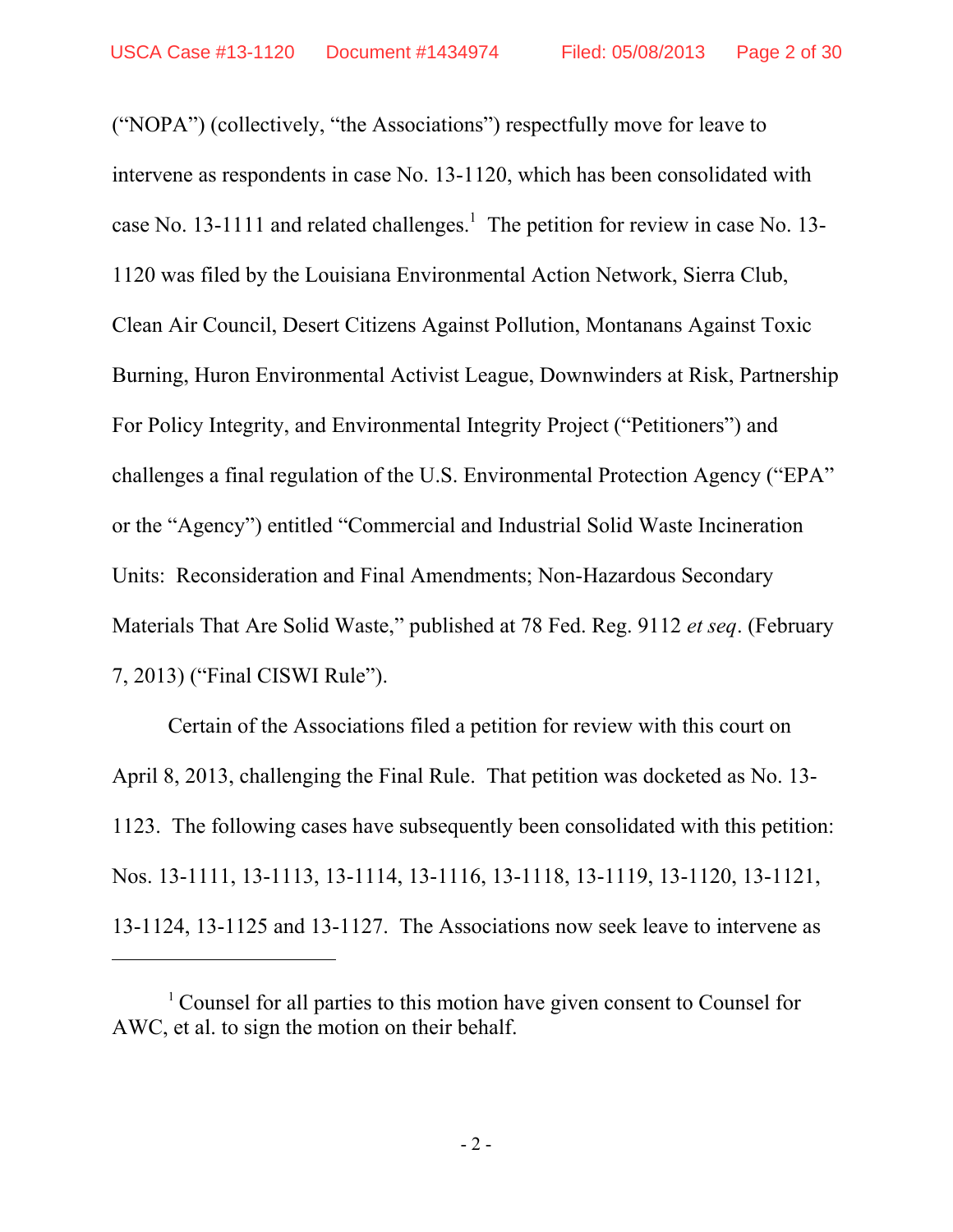("NOPA") (collectively, "the Associations") respectfully move for leave to intervene as respondents in case No. 13-1120, which has been consolidated with case No. 13-1111 and related challenges.[1] The petition for review in case No. 13-1120 was filed by the Louisiana Environmental Action Network, Sierra Club, Clean Air Council, Desert Citizens Against Pollution, Montanans Against Toxic Burning, Huron Environmental Activist League, Downwinders at Risk, Partnership For Policy Integrity, and Environmental Integrity Project ("Petitioners") and challenges a final regulation of the U.S. Environmental Protection Agency ("EPA" or the "Agency") entitled "Commercial and Industrial Solid Waste Incineration Units: Reconsideration and Final Amendments; Non-Hazardous Secondary Materials That Are Solid Waste," published at 78 Fed. Reg. 9112 *et seq*. (February 7, 2013) ("Final CISWI Rule").

Certain of the Associations filed a petition for review with this court on April 8, 2013, challenging the Final Rule. That petition was docketed as No. 13-1123. The following cases have subsequently been consolidated with this petition: Nos. 13-1111, 13-1113, 13-1114, 13-1116, 13-1118, 13-1119, 13-1120, 13-1121, 13-1124, 13-1125 and 13-1127. The Associations now seek leave to intervene as

[1] Counsel for all parties to this motion have given consent to Counsel for AWC, et al. to sign the motion on their behalf.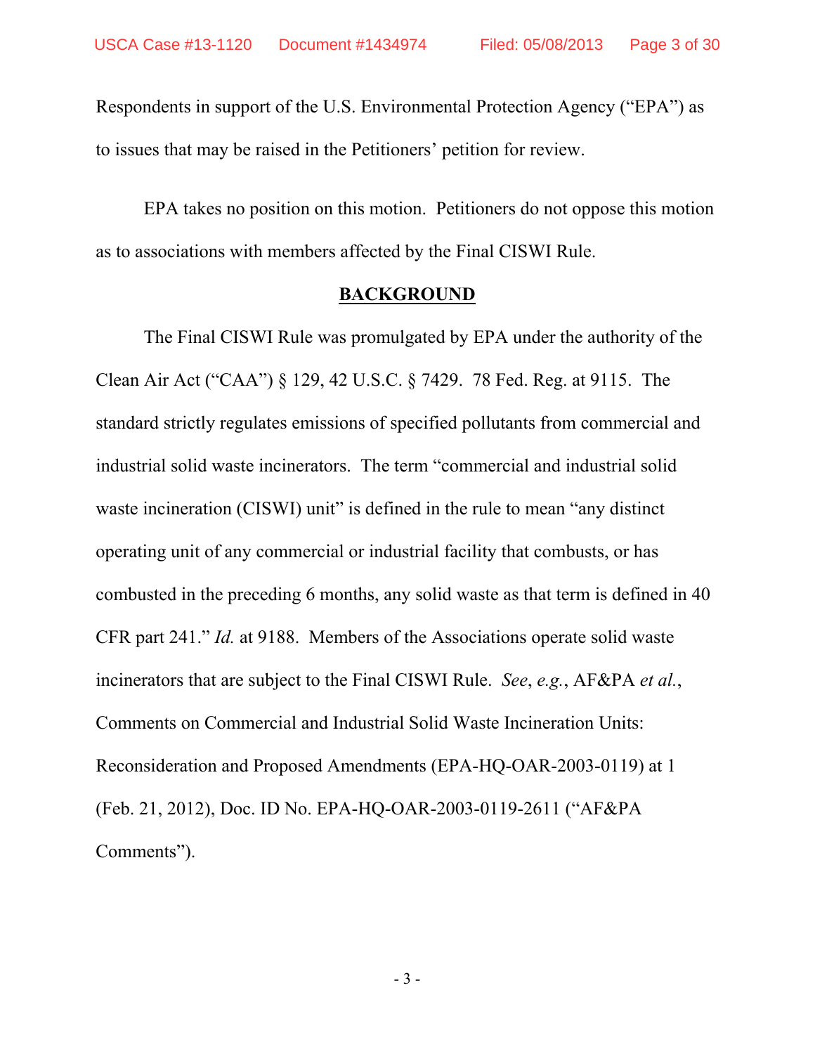Respondents in support of the U.S. Environmental Protection Agency ("EPA") as to issues that may be raised in the Petitioners' petition for review.

EPA takes no position on this motion. Petitioners do not oppose this motion as to associations with members affected by the Final CISWI Rule.

## BACKGROUND

The Final CISWI Rule was promulgated by EPA under the authority of the Clean Air Act ("CAA") § 129, 42 U.S.C. § 7429. 78 Fed. Reg. at 9115. The standard strictly regulates emissions of specified pollutants from commercial and industrial solid waste incinerators. The term "commercial and industrial solid waste incineration (CISWI) unit" is defined in the rule to mean "any distinct operating unit of any commercial or industrial facility that combusts, or has combusted in the preceding 6 months, any solid waste as that term is defined in 40 CFR part 241." *Id.* at 9188. Members of the Associations operate solid waste incinerators that are subject to the Final CISWI Rule. *See*, *e.g.*, AF&PA *et al.*, Comments on Commercial and Industrial Solid Waste Incineration Units: Reconsideration and Proposed Amendments (EPA-HQ-OAR-2003-0119) at 1 (Feb. 21, 2012), Doc. ID No. EPA-HQ-OAR-2003-0119-2611 ("AF&PA Comments").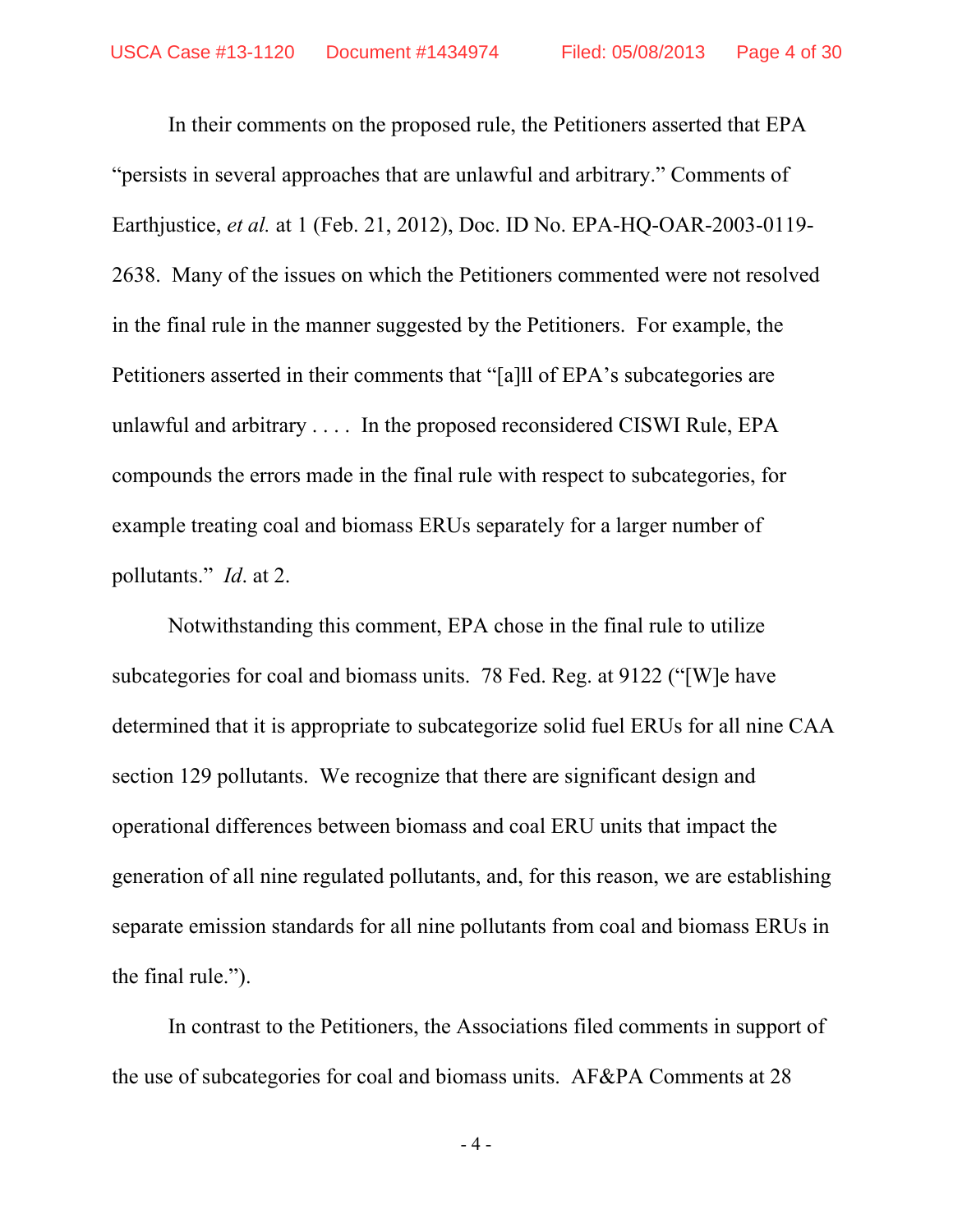In their comments on the proposed rule, the Petitioners asserted that EPA "persists in several approaches that are unlawful and arbitrary." Comments of Earthjustice, *et al.* at 1 (Feb. 21, 2012), Doc. ID No. EPA-HQ-OAR-2003-0119-2638. Many of the issues on which the Petitioners commented were not resolved in the final rule in the manner suggested by the Petitioners. For example, the Petitioners asserted in their comments that "[a]ll of EPA's subcategories are unlawful and arbitrary . . . . In the proposed reconsidered CISWI Rule, EPA compounds the errors made in the final rule with respect to subcategories, for example treating coal and biomass ERUs separately for a larger number of pollutants." *Id*. at 2.

Notwithstanding this comment, EPA chose in the final rule to utilize subcategories for coal and biomass units. 78 Fed. Reg. at 9122 ("[W]e have determined that it is appropriate to subcategorize solid fuel ERUs for all nine CAA section 129 pollutants. We recognize that there are significant design and operational differences between biomass and coal ERU units that impact the generation of all nine regulated pollutants, and, for this reason, we are establishing separate emission standards for all nine pollutants from coal and biomass ERUs in the final rule.").

In contrast to the Petitioners, the Associations filed comments in support of the use of subcategories for coal and biomass units. AF&PA Comments at 28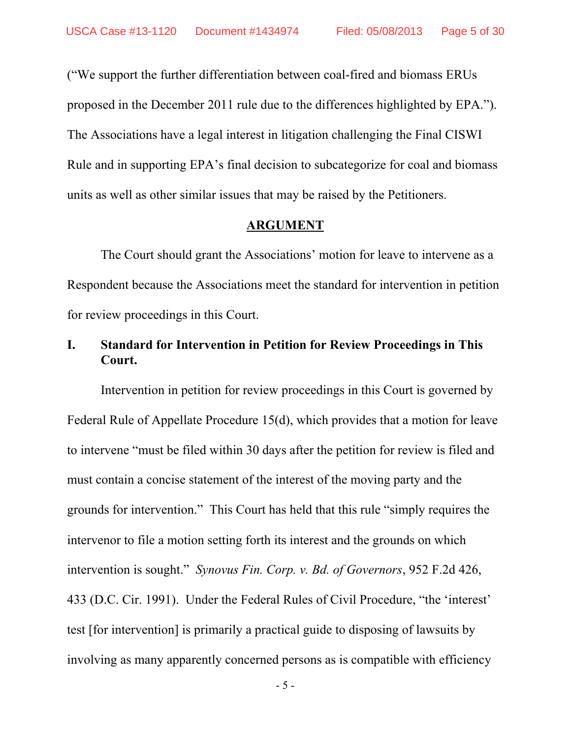(“We support the further differentiation between coal-fired and biomass ERUs proposed in the December 2011 rule due to the differences highlighted by EPA.”). The Associations have a legal interest in litigation challenging the Final CISWI Rule and in supporting EPA’s final decision to subcategorize for coal and biomass units as well as other similar issues that may be raised by the Petitioners.

## ARGUMENT

The Court should grant the Associations’ motion for leave to intervene as a Respondent because the Associations meet the standard for intervention in petition for review proceedings in this Court.

### I. Standard for Intervention in Petition for Review Proceedings in This Court.

Intervention in petition for review proceedings in this Court is governed by Federal Rule of Appellate Procedure 15(d), which provides that a motion for leave to intervene “must be filed within 30 days after the petition for review is filed and must contain a concise statement of the interest of the moving party and the grounds for intervention.” This Court has held that this rule “simply requires the intervenor to file a motion setting forth its interest and the grounds on which intervention is sought.” *Synovus Fin. Corp. v. Bd. of Governors*, 952 F.2d 426, 433 (D.C. Cir. 1991). Under the Federal Rules of Civil Procedure, “the ‘interest’ test [for intervention] is primarily a practical guide to disposing of lawsuits by involving as many apparently concerned persons as is compatible with efficiency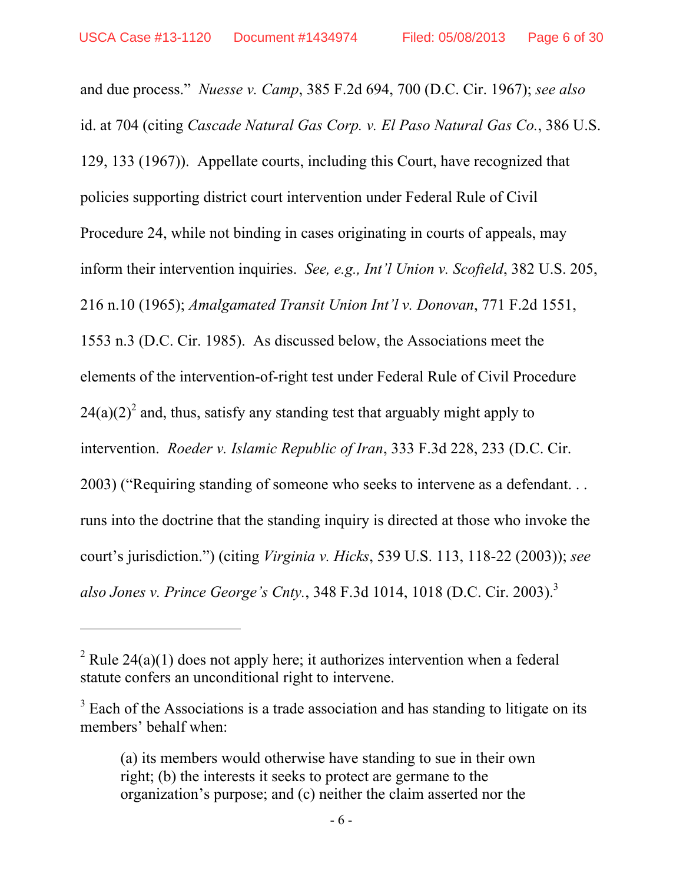and due process." *Nuesse v. Camp*, 385 F.2d 694, 700 (D.C. Cir. 1967); *see also* id. at 704 (citing *Cascade Natural Gas Corp. v. El Paso Natural Gas Co.*, 386 U.S. 129, 133 (1967)). Appellate courts, including this Court, have recognized that policies supporting district court intervention under Federal Rule of Civil Procedure 24, while not binding in cases originating in courts of appeals, may inform their intervention inquiries. *See, e.g., Int'l Union v. Scofield*, 382 U.S. 205, 216 n.10 (1965); *Amalgamated Transit Union Int'l v. Donovan*, 771 F.2d 1551, 1553 n.3 (D.C. Cir. 1985). As discussed below, the Associations meet the elements of the intervention-of-right test under Federal Rule of Civil Procedure 24(a)(2)[2] and, thus, satisfy any standing test that arguably might apply to intervention. *Roeder v. Islamic Republic of Iran*, 333 F.3d 228, 233 (D.C. Cir. 2003) ("Requiring standing of someone who seeks to intervene as a defendant. . . runs into the doctrine that the standing inquiry is directed at those who invoke the court's jurisdiction.") (citing *Virginia v. Hicks*, 539 U.S. 113, 118-22 (2003)); *see also Jones v. Prince George's Cnty.*, 348 F.3d 1014, 1018 (D.C. Cir. 2003).[3]

---

[2] Rule 24(a)(1) does not apply here; it authorizes intervention when a federal statute confers an unconditional right to intervene.

[3] Each of the Associations is a trade association and has standing to litigate on its members' behalf when:

> (a) its members would otherwise have standing to sue in their own right; (b) the interests it seeks to protect are germane to the organization's purpose; and (c) neither the claim asserted nor the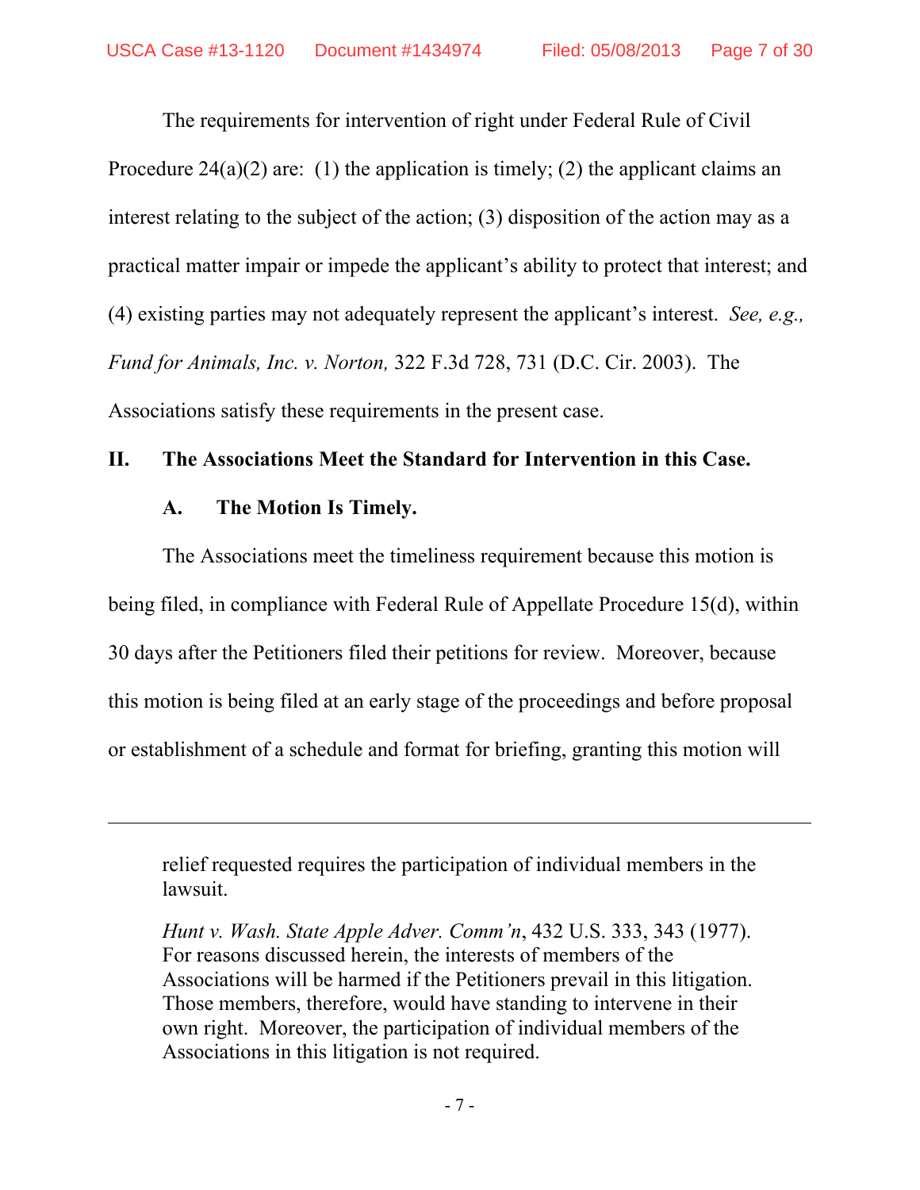The requirements for intervention of right under Federal Rule of Civil Procedure 24(a)(2) are: (1) the application is timely; (2) the applicant claims an interest relating to the subject of the action; (3) disposition of the action may as a practical matter impair or impede the applicant's ability to protect that interest; and (4) existing parties may not adequately represent the applicant's interest. *See, e.g., Fund for Animals, Inc. v. Norton,* 322 F.3d 728, 731 (D.C. Cir. 2003). The Associations satisfy these requirements in the present case.

## II. The Associations Meet the Standard for Intervention in this Case.

### A. The Motion Is Timely.

The Associations meet the timeliness requirement because this motion is being filed, in compliance with Federal Rule of Appellate Procedure 15(d), within 30 days after the Petitioners filed their petitions for review. Moreover, because this motion is being filed at an early stage of the proceedings and before proposal or establishment of a schedule and format for briefing, granting this motion will

---

relief requested requires the participation of individual members in the lawsuit.

*Hunt v. Wash. State Apple Adver. Comm'n*, 432 U.S. 333, 343 (1977). For reasons discussed herein, the interests of members of the Associations will be harmed if the Petitioners prevail in this litigation. Those members, therefore, would have standing to intervene in their own right. Moreover, the participation of individual members of the Associations in this litigation is not required.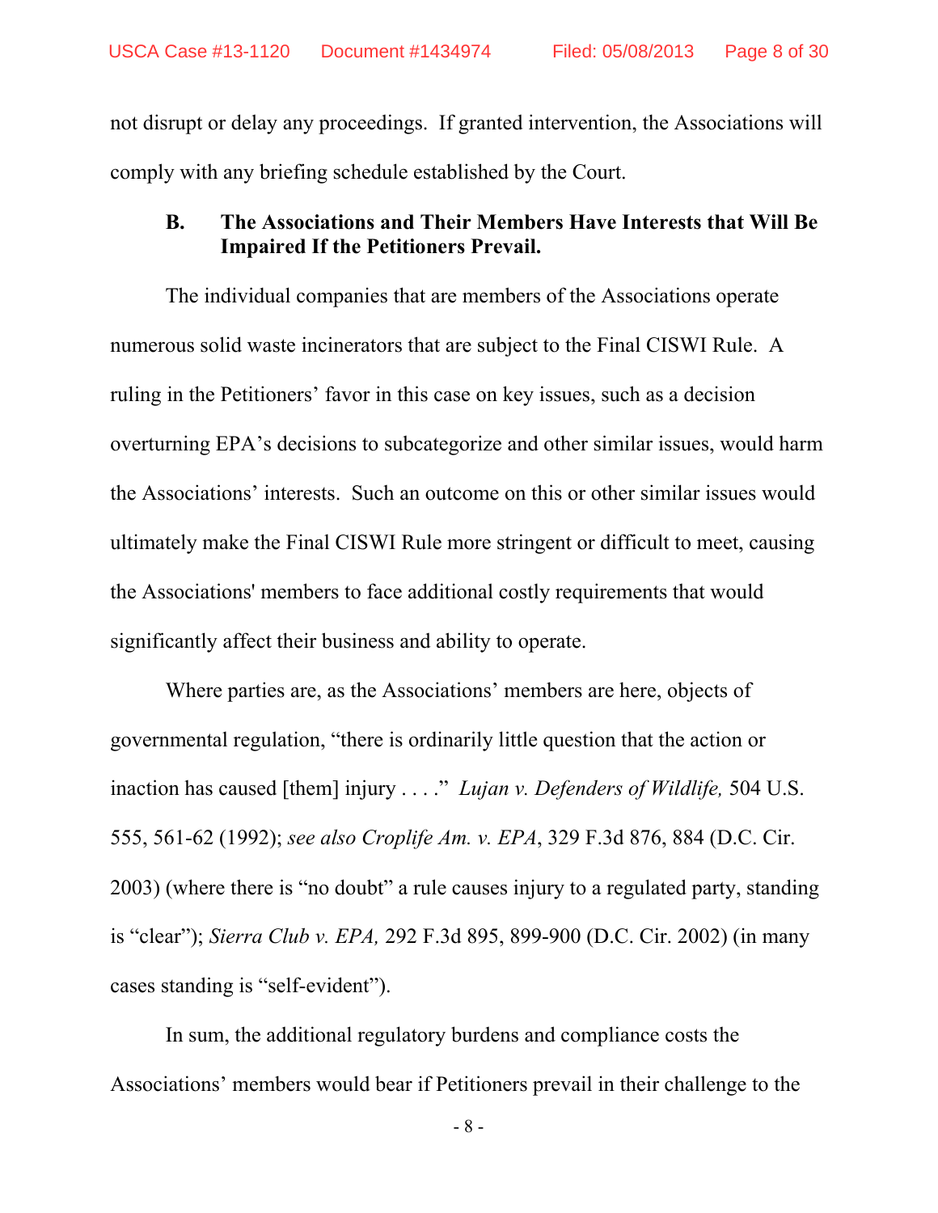not disrupt or delay any proceedings. If granted intervention, the Associations will comply with any briefing schedule established by the Court.

### B. The Associations and Their Members Have Interests that Will Be Impaired If the Petitioners Prevail.

The individual companies that are members of the Associations operate numerous solid waste incinerators that are subject to the Final CISWI Rule. A ruling in the Petitioners' favor in this case on key issues, such as a decision overturning EPA's decisions to subcategorize and other similar issues, would harm the Associations' interests. Such an outcome on this or other similar issues would ultimately make the Final CISWI Rule more stringent or difficult to meet, causing the Associations' members to face additional costly requirements that would significantly affect their business and ability to operate.

Where parties are, as the Associations' members are here, objects of governmental regulation, "there is ordinarily little question that the action or inaction has caused [them] injury . . . ." *Lujan v. Defenders of Wildlife,* 504 U.S. 555, 561-62 (1992); *see also Croplife Am. v. EPA*, 329 F.3d 876, 884 (D.C. Cir. 2003) (where there is "no doubt" a rule causes injury to a regulated party, standing is "clear"); *Sierra Club v. EPA,* 292 F.3d 895, 899-900 (D.C. Cir. 2002) (in many cases standing is "self-evident").

In sum, the additional regulatory burdens and compliance costs the Associations' members would bear if Petitioners prevail in their challenge to the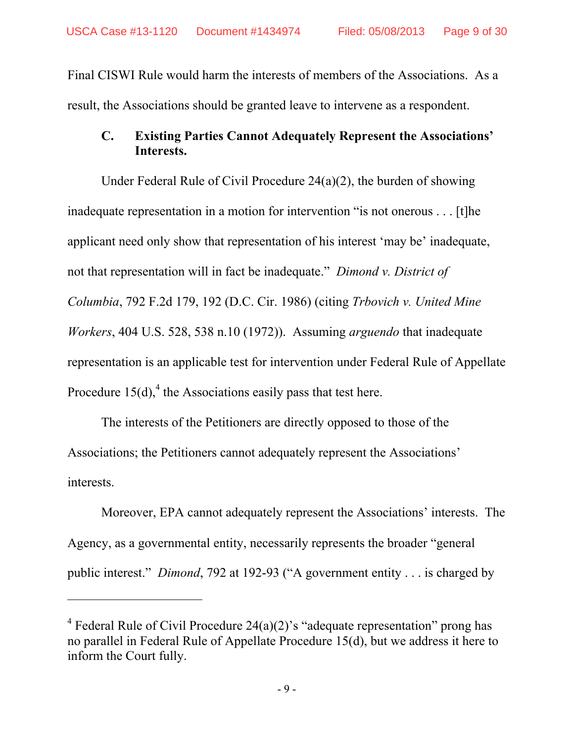Final CISWI Rule would harm the interests of members of the Associations. As a result, the Associations should be granted leave to intervene as a respondent.

### C. Existing Parties Cannot Adequately Represent the Associations' Interests.

Under Federal Rule of Civil Procedure 24(a)(2), the burden of showing inadequate representation in a motion for intervention "is not onerous . . . [t]he applicant need only show that representation of his interest 'may be' inadequate, not that representation will in fact be inadequate." *Dimond v. District of Columbia*, 792 F.2d 179, 192 (D.C. Cir. 1986) (citing *Trbovich v. United Mine Workers*, 404 U.S. 528, 538 n.10 (1972)). Assuming *arguendo* that inadequate representation is an applicable test for intervention under Federal Rule of Appellate Procedure 15(d),[4] the Associations easily pass that test here.

The interests of the Petitioners are directly opposed to those of the Associations; the Petitioners cannot adequately represent the Associations' interests.

Moreover, EPA cannot adequately represent the Associations' interests. The Agency, as a governmental entity, necessarily represents the broader "general public interest." *Dimond*, 792 at 192-93 ("A government entity . . . is charged by

---

[4] Federal Rule of Civil Procedure 24(a)(2)'s "adequate representation" prong has no parallel in Federal Rule of Appellate Procedure 15(d), but we address it here to inform the Court fully.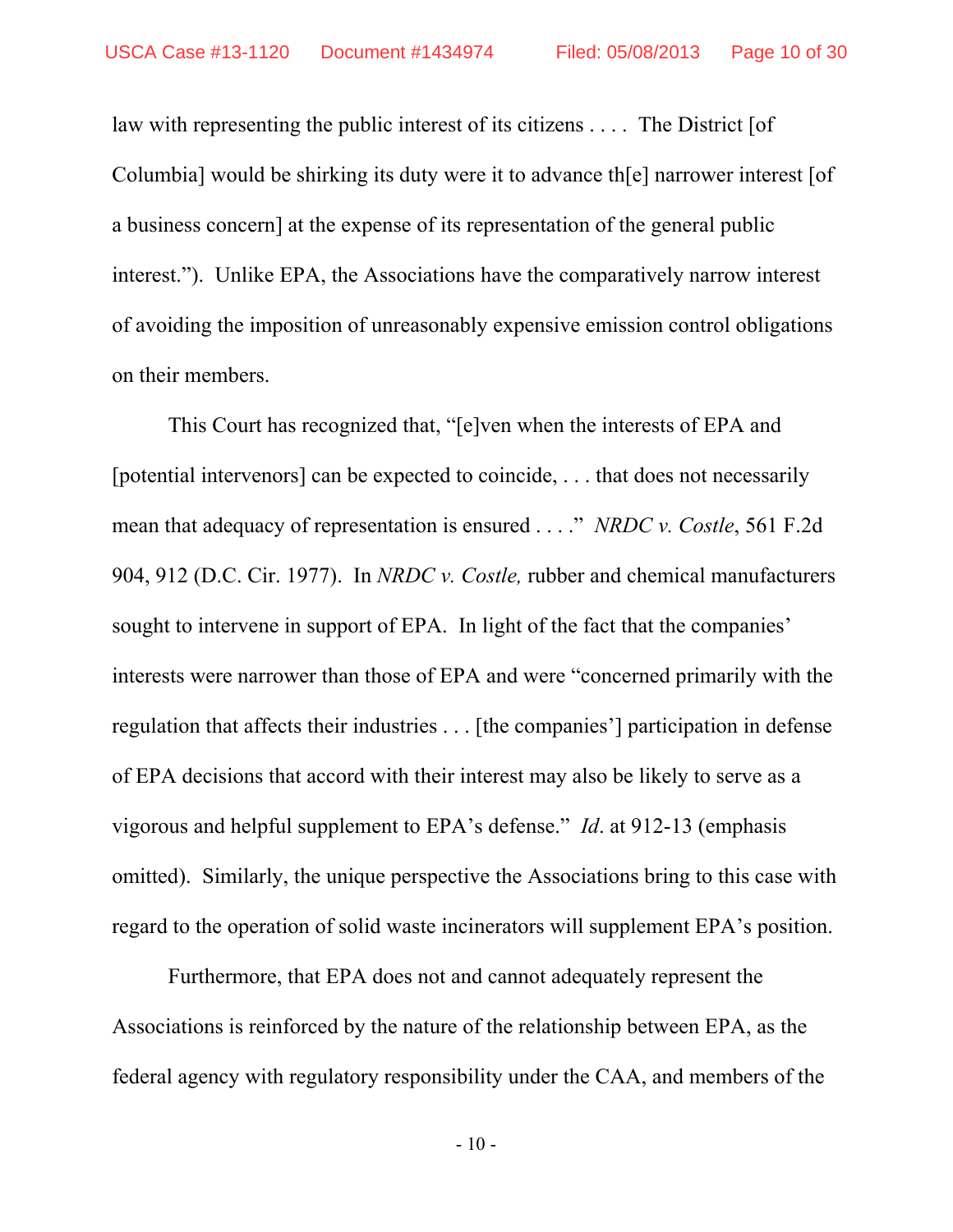law with representing the public interest of its citizens . . . . The District [of Columbia] would be shirking its duty were it to advance th[e] narrower interest [of a business concern] at the expense of its representation of the general public interest."). Unlike EPA, the Associations have the comparatively narrow interest of avoiding the imposition of unreasonably expensive emission control obligations on their members.

This Court has recognized that, "[e]ven when the interests of EPA and [potential intervenors] can be expected to coincide, . . . that does not necessarily mean that adequacy of representation is ensured . . . ." *NRDC v. Costle*, 561 F.2d 904, 912 (D.C. Cir. 1977). In *NRDC v. Costle,* rubber and chemical manufacturers sought to intervene in support of EPA. In light of the fact that the companies' interests were narrower than those of EPA and were "concerned primarily with the regulation that affects their industries . . . [the companies'] participation in defense of EPA decisions that accord with their interest may also be likely to serve as a vigorous and helpful supplement to EPA's defense." *Id*. at 912-13 (emphasis omitted). Similarly, the unique perspective the Associations bring to this case with regard to the operation of solid waste incinerators will supplement EPA's position.

Furthermore, that EPA does not and cannot adequately represent the Associations is reinforced by the nature of the relationship between EPA, as the federal agency with regulatory responsibility under the CAA, and members of the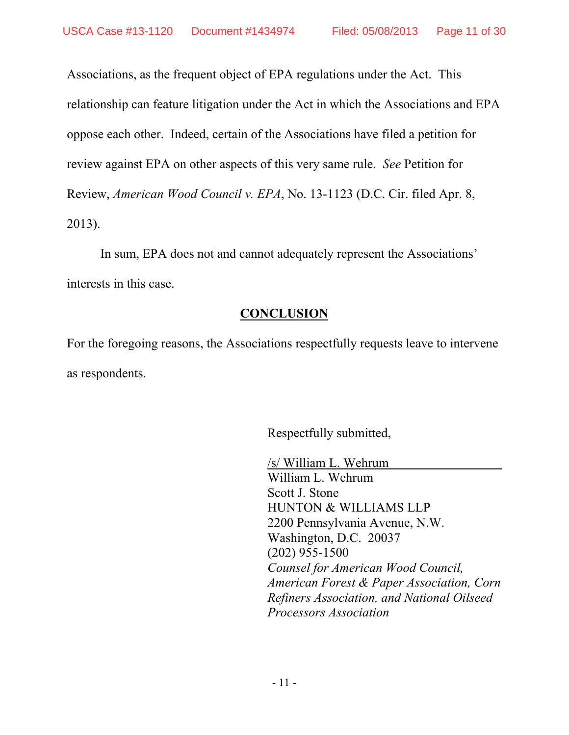Associations, as the frequent object of EPA regulations under the Act. This relationship can feature litigation under the Act in which the Associations and EPA oppose each other. Indeed, certain of the Associations have filed a petition for review against EPA on other aspects of this very same rule. *See* Petition for Review, *American Wood Council v. EPA*, No. 13-1123 (D.C. Cir. filed Apr. 8, 2013).

In sum, EPA does not and cannot adequately represent the Associations' interests in this case.

## CONCLUSION

For the foregoing reasons, the Associations respectfully requests leave to intervene as respondents.

Respectfully submitted,

/s/ William L. Wehrum
William L. Wehrum
Scott J. Stone
HUNTON & WILLIAMS LLP
2200 Pennsylvania Avenue, N.W.
Washington, D.C. 20037
(202) 955-1500
*Counsel for American Wood Council, American Forest & Paper Association, Corn Refiners Association, and National Oilseed Processors Association*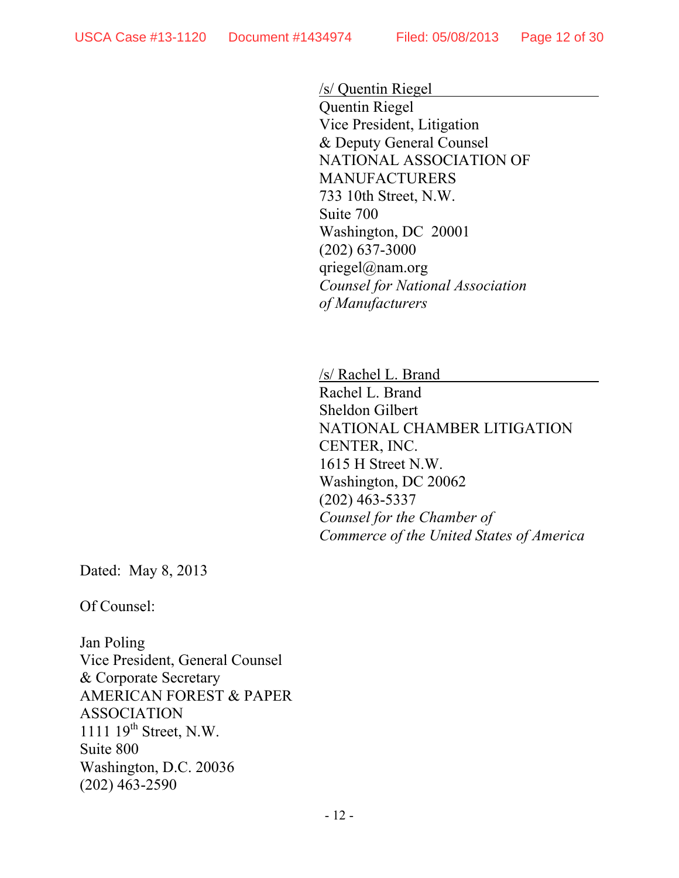/s/ Quentin Riegel
Quentin Riegel
Vice President, Litigation
& Deputy General Counsel
NATIONAL ASSOCIATION OF
MANUFACTURERS
733 10th Street, N.W.
Suite 700
Washington, DC 20001
(202) 637-3000
qriegel@nam.org
*Counsel for National Association of Manufacturers*

/s/ Rachel L. Brand
Rachel L. Brand
Sheldon Gilbert
NATIONAL CHAMBER LITIGATION
CENTER, INC.
1615 H Street N.W.
Washington, DC 20062
(202) 463-5337
*Counsel for the Chamber of Commerce of the United States of America*

Dated: May 8, 2013

Of Counsel:

Jan Poling
Vice President, General Counsel
& Corporate Secretary
AMERICAN FOREST & PAPER
ASSOCIATION
1111 19th Street, N.W.
Suite 800
Washington, D.C. 20036
(202) 463-2590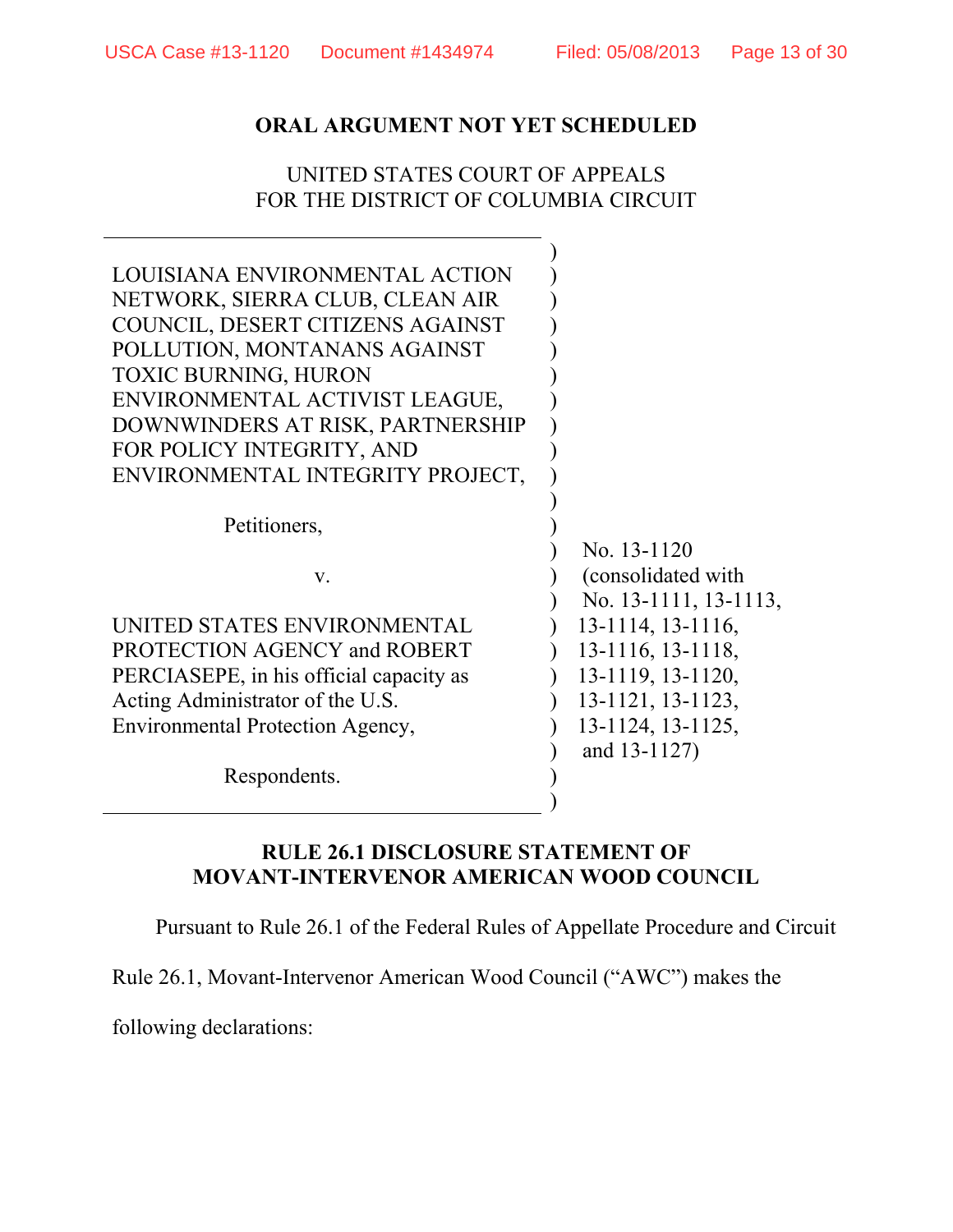**ORAL ARGUMENT NOT YET SCHEDULED**

UNITED STATES COURT OF APPEALS
FOR THE DISTRICT OF COLUMBIA CIRCUIT

LOUISIANA ENVIRONMENTAL ACTION NETWORK, SIERRA CLUB, CLEAN AIR COUNCIL, DESERT CITIZENS AGAINST POLLUTION, MONTANANS AGAINST TOXIC BURNING, HURON ENVIRONMENTAL ACTIVIST LEAGUE, DOWNWINDERS AT RISK, PARTNERSHIP FOR POLICY INTEGRITY, AND ENVIRONMENTAL INTEGRITY PROJECT,

Petitioners,

v.

UNITED STATES ENVIRONMENTAL PROTECTION AGENCY and ROBERT PERCIASEPE, in his official capacity as Acting Administrator of the U.S. Environmental Protection Agency,

Respondents.

No. 13-1120
(consolidated with
No. 13-1111, 13-1113,
13-1114, 13-1116,
13-1116, 13-1118,
13-1119, 13-1120,
13-1121, 13-1123,
13-1124, 13-1125,
and 13-1127)

**RULE 26.1 DISCLOSURE STATEMENT OF MOVANT-INTERVENOR AMERICAN WOOD COUNCIL**

Pursuant to Rule 26.1 of the Federal Rules of Appellate Procedure and Circuit Rule 26.1, Movant-Intervenor American Wood Council ("AWC") makes the following declarations: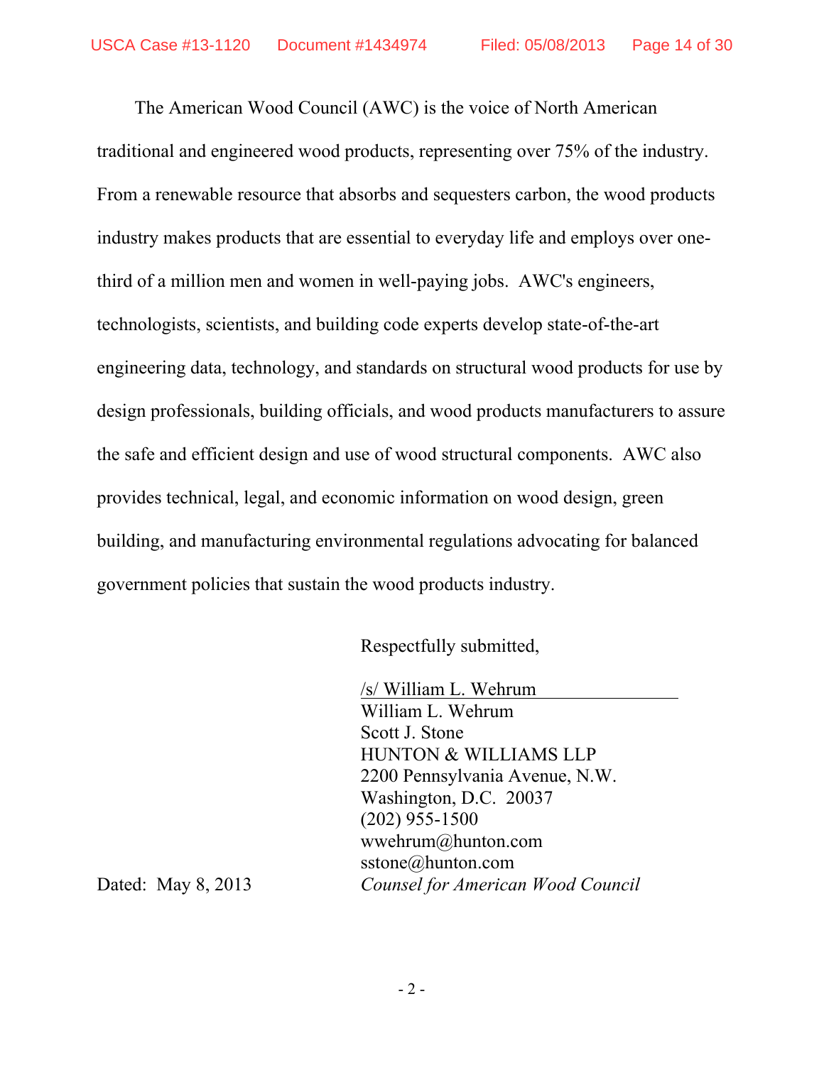The American Wood Council (AWC) is the voice of North American traditional and engineered wood products, representing over 75% of the industry. From a renewable resource that absorbs and sequesters carbon, the wood products industry makes products that are essential to everyday life and employs over one-third of a million men and women in well-paying jobs. AWC's engineers, technologists, scientists, and building code experts develop state-of-the-art engineering data, technology, and standards on structural wood products for use by design professionals, building officials, and wood products manufacturers to assure the safe and efficient design and use of wood structural components. AWC also provides technical, legal, and economic information on wood design, green building, and manufacturing environmental regulations advocating for balanced government policies that sustain the wood products industry.

Respectfully submitted,

/s/ William L. Wehrum
William L. Wehrum
Scott J. Stone
HUNTON & WILLIAMS LLP
2200 Pennsylvania Avenue, N.W.
Washington, D.C. 20037
(202) 955-1500
wwehrum@hunton.com
sstone@hunton.com

Dated: May 8, 2013

*Counsel for American Wood Council*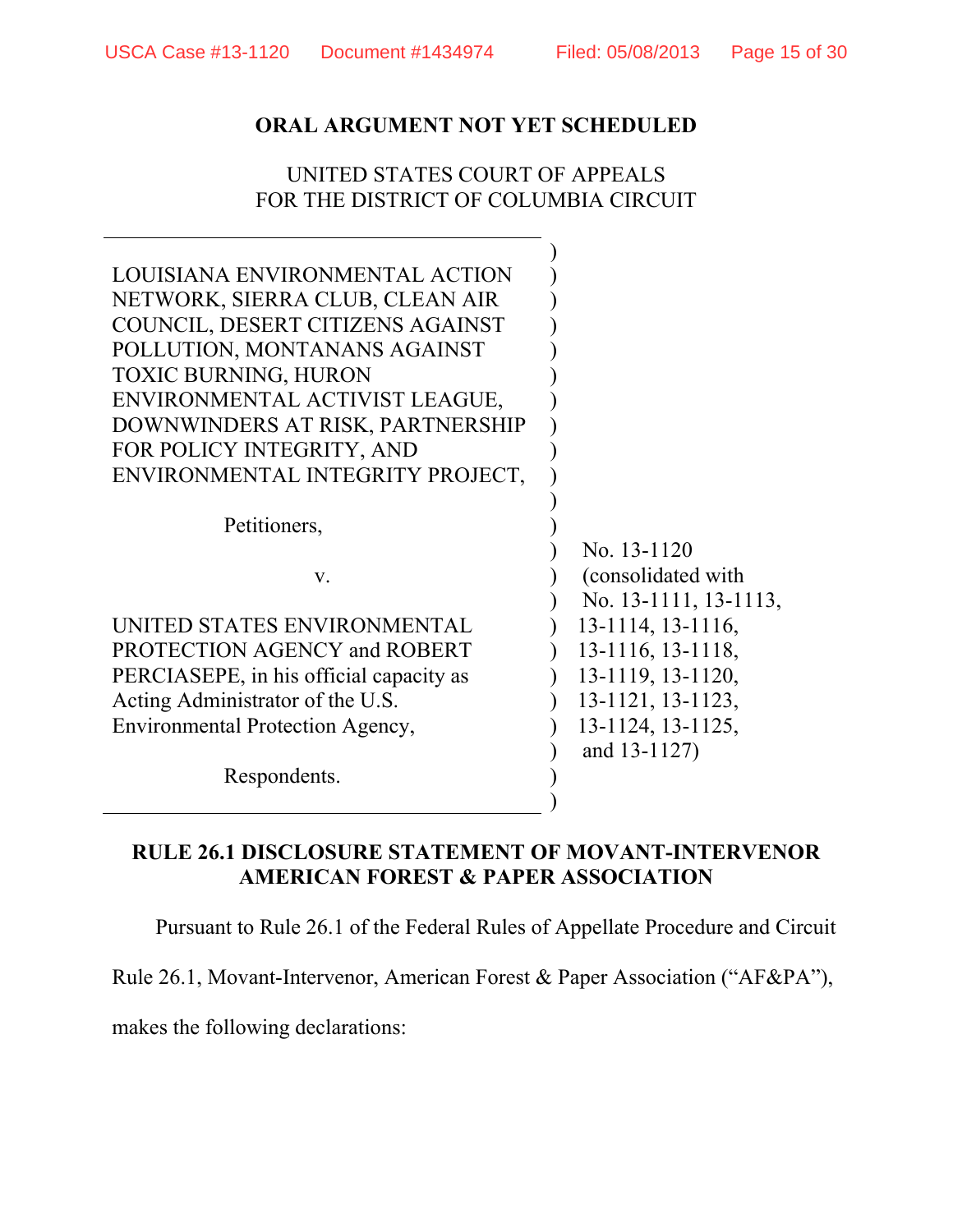**ORAL ARGUMENT NOT YET SCHEDULED**

UNITED STATES COURT OF APPEALS
FOR THE DISTRICT OF COLUMBIA CIRCUIT

| | |
|---|---|
| LOUISIANA ENVIRONMENTAL ACTION NETWORK, SIERRA CLUB, CLEAN AIR COUNCIL, DESERT CITIZENS AGAINST POLLUTION, MONTANANS AGAINST TOXIC BURNING, HURON ENVIRONMENTAL ACTIVIST LEAGUE, DOWNWINDERS AT RISK, PARTNERSHIP FOR POLICY INTEGRITY, AND ENVIRONMENTAL INTEGRITY PROJECT, | |
| Petitioners, | |
| v. | No. 13-1120 (consolidated with No. 13-1111, 13-1113, 13-1114, 13-1116, 13-1116, 13-1118, 13-1119, 13-1120, 13-1121, 13-1123, 13-1124, 13-1125, and 13-1127) |
| UNITED STATES ENVIRONMENTAL PROTECTION AGENCY and ROBERT PERCIASEPE, in his official capacity as Acting Administrator of the U.S. Environmental Protection Agency, | |
| Respondents. | |

**RULE 26.1 DISCLOSURE STATEMENT OF MOVANT-INTERVENOR AMERICAN FOREST & PAPER ASSOCIATION**

Pursuant to Rule 26.1 of the Federal Rules of Appellate Procedure and Circuit Rule 26.1, Movant-Intervenor, American Forest & Paper Association ("AF&PA"), makes the following declarations: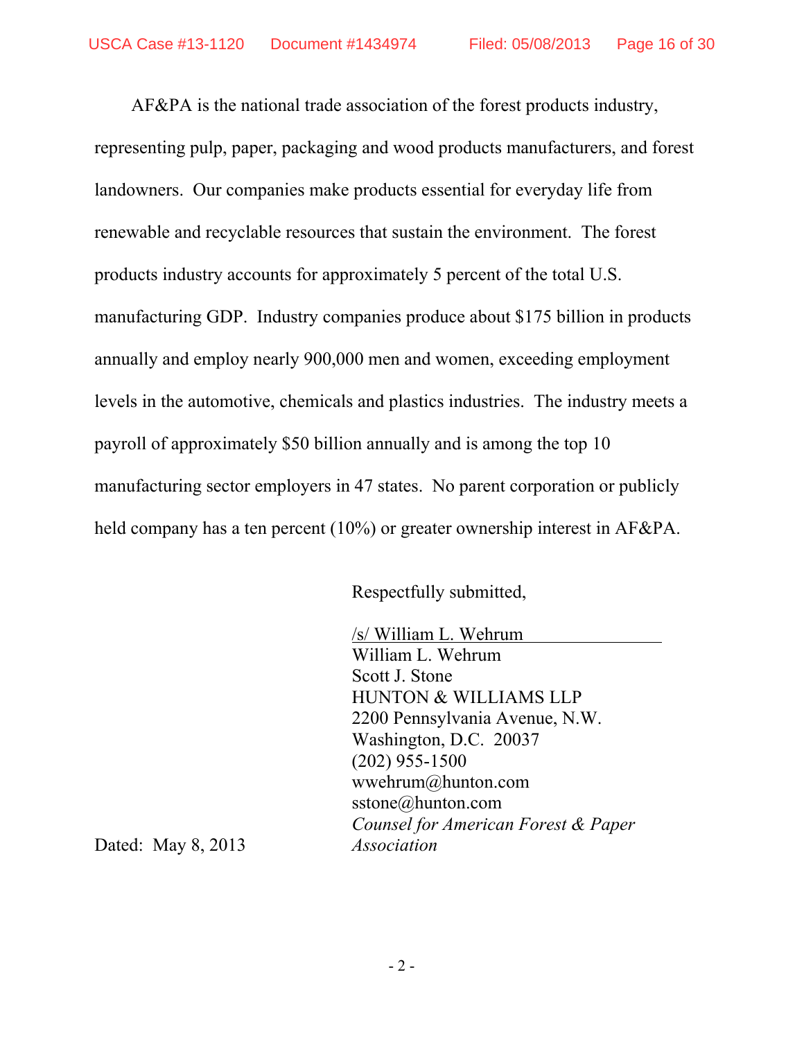AF&PA is the national trade association of the forest products industry, representing pulp, paper, packaging and wood products manufacturers, and forest landowners. Our companies make products essential for everyday life from renewable and recyclable resources that sustain the environment. The forest products industry accounts for approximately 5 percent of the total U.S. manufacturing GDP. Industry companies produce about $175 billion in products annually and employ nearly 900,000 men and women, exceeding employment levels in the automotive, chemicals and plastics industries. The industry meets a payroll of approximately $50 billion annually and is among the top 10 manufacturing sector employers in 47 states. No parent corporation or publicly held company has a ten percent (10%) or greater ownership interest in AF&PA.

Respectfully submitted,

/s/ William L. Wehrum
William L. Wehrum
Scott J. Stone
HUNTON & WILLIAMS LLP
2200 Pennsylvania Avenue, N.W.
Washington, D.C. 20037
(202) 955-1500
wwehrum@hunton.com
sstone@hunton.com
*Counsel for American Forest & Paper Association*

Dated: May 8, 2013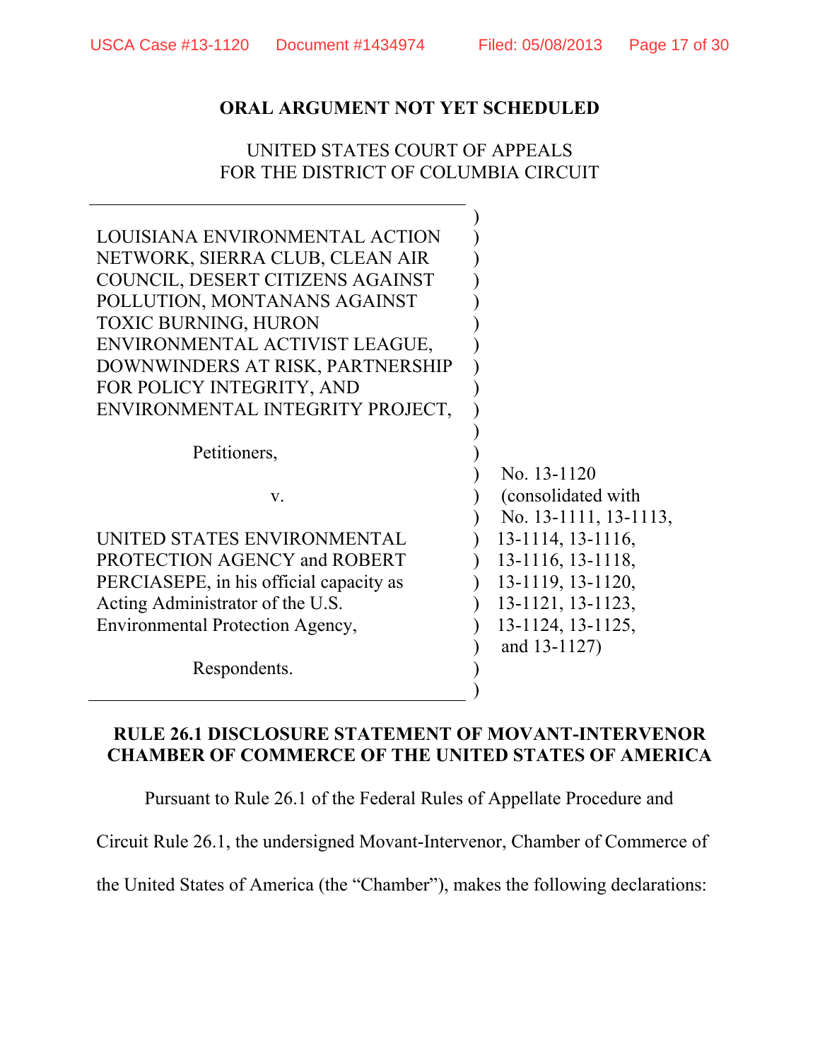**ORAL ARGUMENT NOT YET SCHEDULED**

UNITED STATES COURT OF APPEALS
FOR THE DISTRICT OF COLUMBIA CIRCUIT

| | |
|---|---|
| LOUISIANA ENVIRONMENTAL ACTION NETWORK, SIERRA CLUB, CLEAN AIR COUNCIL, DESERT CITIZENS AGAINST POLLUTION, MONTANANS AGAINST TOXIC BURNING, HURON ENVIRONMENTAL ACTIVIST LEAGUE, DOWNWINDERS AT RISK, PARTNERSHIP FOR POLICY INTEGRITY, AND ENVIRONMENTAL INTEGRITY PROJECT, | |
| Petitioners, | |
| v. | No. 13-1120 (consolidated with No. 13-1111, 13-1113, 13-1114, 13-1116, 13-1116, 13-1118, 13-1119, 13-1120, 13-1121, 13-1123, 13-1124, 13-1125, and 13-1127) |
| UNITED STATES ENVIRONMENTAL PROTECTION AGENCY and ROBERT PERCIASEPE, in his official capacity as Acting Administrator of the U.S. Environmental Protection Agency, | |
| Respondents. | |

**RULE 26.1 DISCLOSURE STATEMENT OF MOVANT-INTERVENOR CHAMBER OF COMMERCE OF THE UNITED STATES OF AMERICA**

Pursuant to Rule 26.1 of the Federal Rules of Appellate Procedure and Circuit Rule 26.1, the undersigned Movant-Intervenor, Chamber of Commerce of the United States of America (the "Chamber"), makes the following declarations: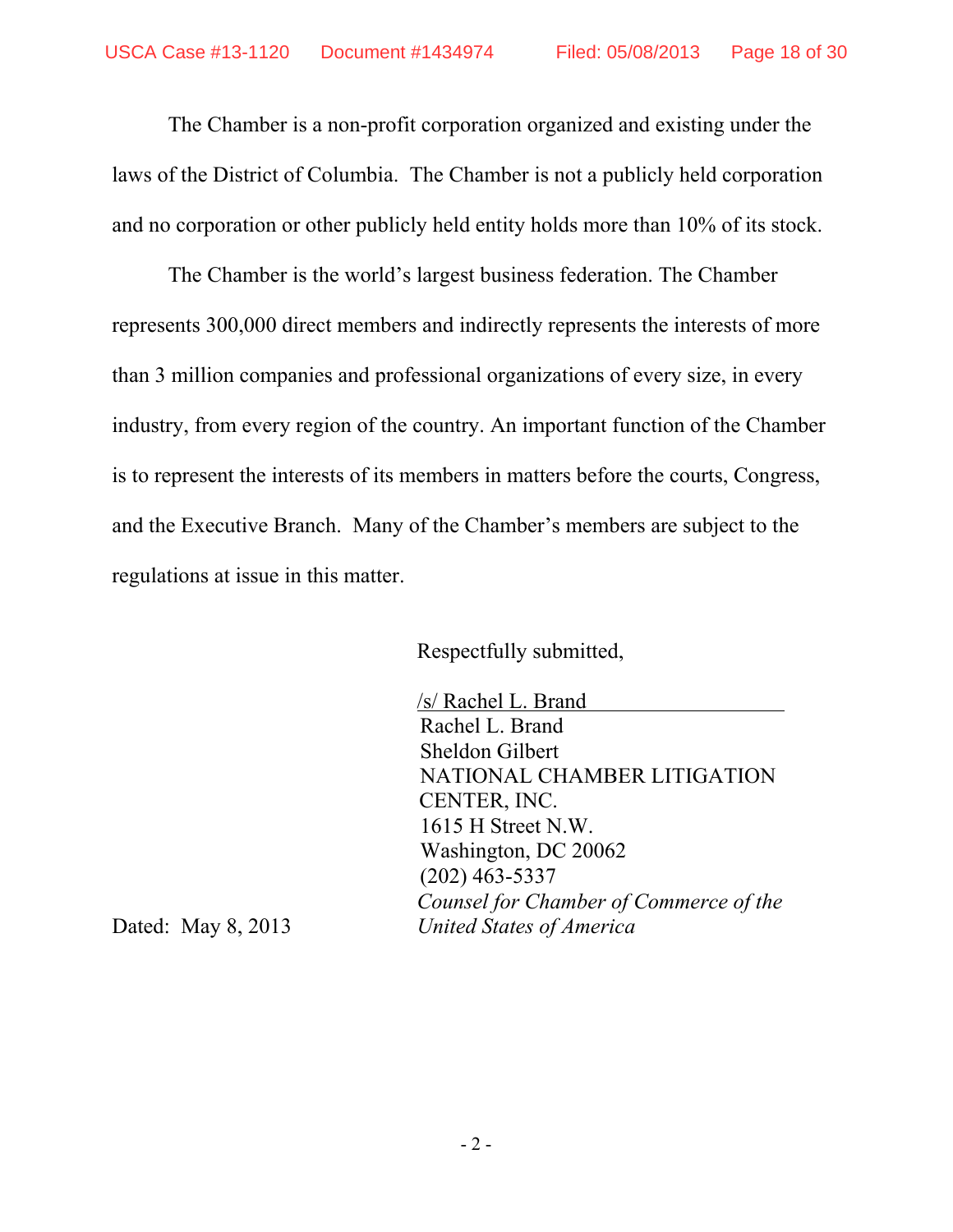The Chamber is a non-profit corporation organized and existing under the laws of the District of Columbia. The Chamber is not a publicly held corporation and no corporation or other publicly held entity holds more than 10% of its stock.

The Chamber is the world's largest business federation. The Chamber represents 300,000 direct members and indirectly represents the interests of more than 3 million companies and professional organizations of every size, in every industry, from every region of the country. An important function of the Chamber is to represent the interests of its members in matters before the courts, Congress, and the Executive Branch. Many of the Chamber's members are subject to the regulations at issue in this matter.

Respectfully submitted,

/s/ Rachel L. Brand
Rachel L. Brand
Sheldon Gilbert
NATIONAL CHAMBER LITIGATION CENTER, INC.
1615 H Street N.W.
Washington, DC 20062
(202) 463-5337
*Counsel for Chamber of Commerce of the United States of America*

Dated: May 8, 2013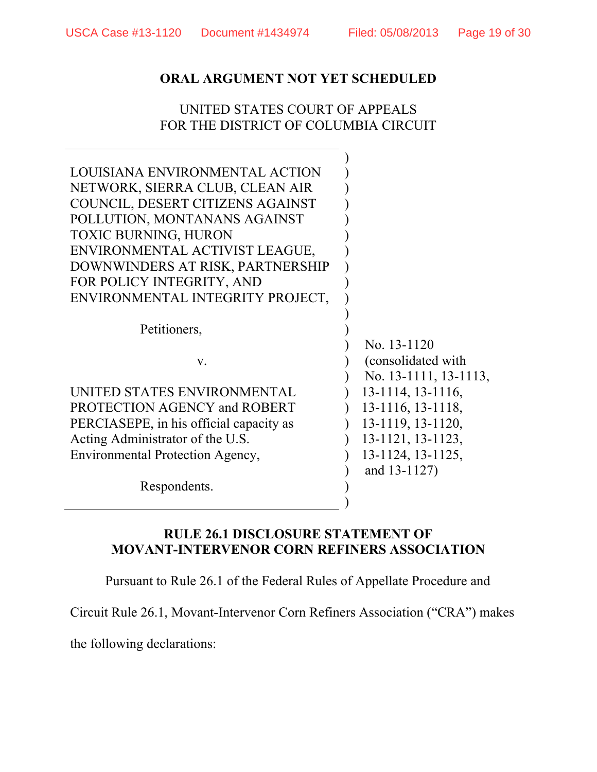**ORAL ARGUMENT NOT YET SCHEDULED**

UNITED STATES COURT OF APPEALS
FOR THE DISTRICT OF COLUMBIA CIRCUIT

| | |
|---|---|
| LOUISIANA ENVIRONMENTAL ACTION NETWORK, SIERRA CLUB, CLEAN AIR COUNCIL, DESERT CITIZENS AGAINST POLLUTION, MONTANANS AGAINST TOXIC BURNING, HURON ENVIRONMENTAL ACTIVIST LEAGUE, DOWNWINDERS AT RISK, PARTNERSHIP FOR POLICY INTEGRITY, AND ENVIRONMENTAL INTEGRITY PROJECT, | |
| Petitioners, | |
| v. | No. 13-1120 (consolidated with No. 13-1111, 13-1113, 13-1114, 13-1116, 13-1116, 13-1118, 13-1119, 13-1120, 13-1121, 13-1123, 13-1124, 13-1125, and 13-1127) |
| UNITED STATES ENVIRONMENTAL PROTECTION AGENCY and ROBERT PERCIASEPE, in his official capacity as Acting Administrator of the U.S. Environmental Protection Agency, | |
| Respondents. | |

**RULE 26.1 DISCLOSURE STATEMENT OF MOVANT-INTERVENOR CORN REFINERS ASSOCIATION**

Pursuant to Rule 26.1 of the Federal Rules of Appellate Procedure and Circuit Rule 26.1, Movant-Intervenor Corn Refiners Association ("CRA") makes the following declarations: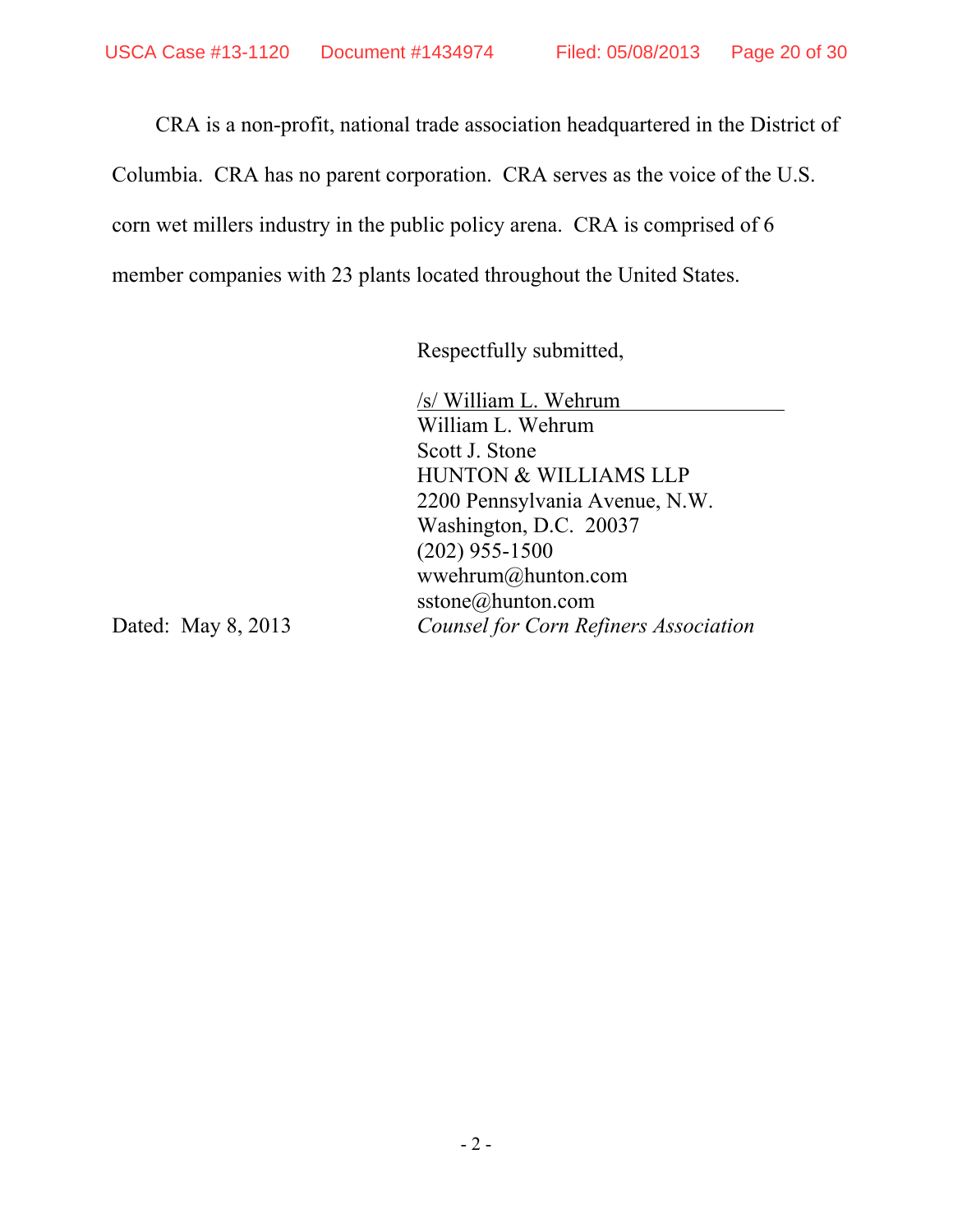CRA is a non-profit, national trade association headquartered in the District of Columbia. CRA has no parent corporation. CRA serves as the voice of the U.S. corn wet millers industry in the public policy arena. CRA is comprised of 6 member companies with 23 plants located throughout the United States.

Respectfully submitted,

/s/ William L. Wehrum
William L. Wehrum
Scott J. Stone
HUNTON & WILLIAMS LLP
2200 Pennsylvania Avenue, N.W.
Washington, D.C. 20037
(202) 955-1500
wwehrum@hunton.com
sstone@hunton.com
*Counsel for Corn Refiners Association*

Dated: May 8, 2013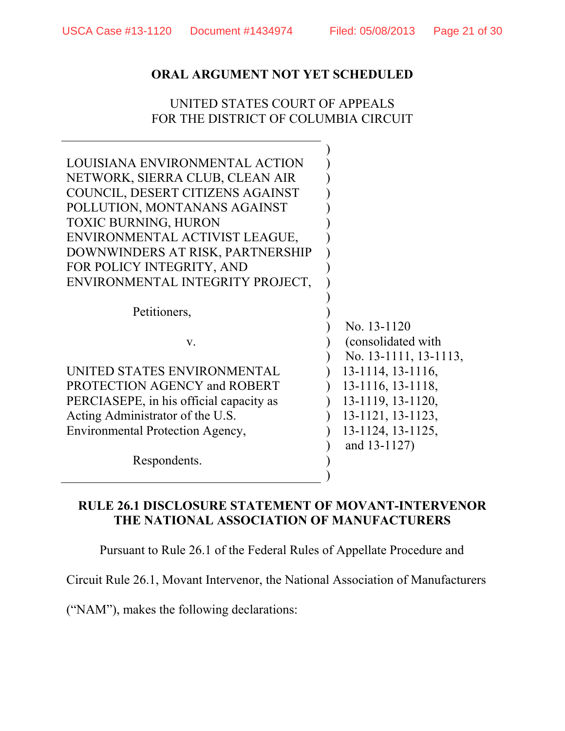**ORAL ARGUMENT NOT YET SCHEDULED**

UNITED STATES COURT OF APPEALS
FOR THE DISTRICT OF COLUMBIA CIRCUIT

| | |
|---|---|
| LOUISIANA ENVIRONMENTAL ACTION NETWORK, SIERRA CLUB, CLEAN AIR COUNCIL, DESERT CITIZENS AGAINST POLLUTION, MONTANANS AGAINST TOXIC BURNING, HURON ENVIRONMENTAL ACTIVIST LEAGUE, DOWNWINDERS AT RISK, PARTNERSHIP FOR POLICY INTEGRITY, AND ENVIRONMENTAL INTEGRITY PROJECT,<br><br>Petitioners,<br><br>v.<br><br>UNITED STATES ENVIRONMENTAL PROTECTION AGENCY and ROBERT PERCIASEPE, in his official capacity as Acting Administrator of the U.S. Environmental Protection Agency,<br><br>Respondents. | No. 13-1120 (consolidated with No. 13-1111, 13-1113, 13-1114, 13-1116, 13-1116, 13-1118, 13-1119, 13-1120, 13-1121, 13-1123, 13-1124, 13-1125, and 13-1127) |

**RULE 26.1 DISCLOSURE STATEMENT OF MOVANT-INTERVENOR THE NATIONAL ASSOCIATION OF MANUFACTURERS**

Pursuant to Rule 26.1 of the Federal Rules of Appellate Procedure and Circuit Rule 26.1, Movant Intervenor, the National Association of Manufacturers ("NAM"), makes the following declarations: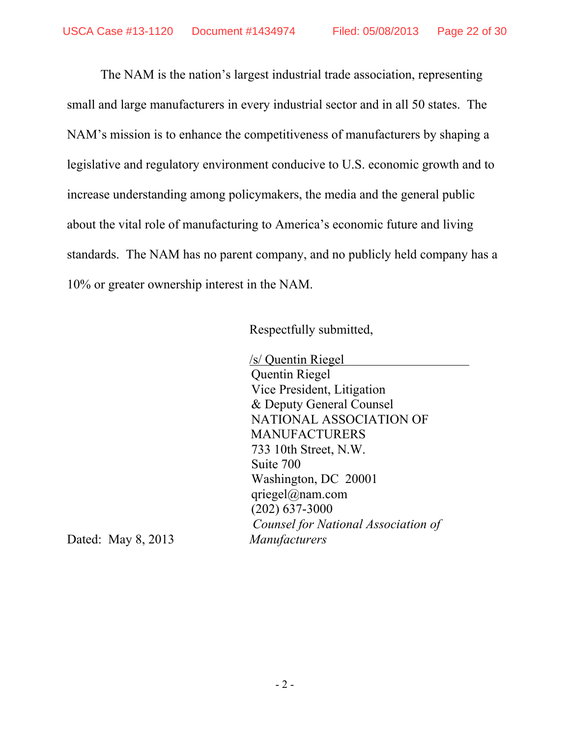The NAM is the nation's largest industrial trade association, representing small and large manufacturers in every industrial sector and in all 50 states. The NAM's mission is to enhance the competitiveness of manufacturers by shaping a legislative and regulatory environment conducive to U.S. economic growth and to increase understanding among policymakers, the media and the general public about the vital role of manufacturing to America's economic future and living standards. The NAM has no parent company, and no publicly held company has a 10% or greater ownership interest in the NAM.

Respectfully submitted,

/s/ Quentin Riegel
Quentin Riegel
Vice President, Litigation
& Deputy General Counsel
NATIONAL ASSOCIATION OF
MANUFACTURERS
733 10th Street, N.W.
Suite 700
Washington, DC 20001
qriegel@nam.com
(202) 637-3000
*Counsel for National Association of Manufacturers*

Dated: May 8, 2013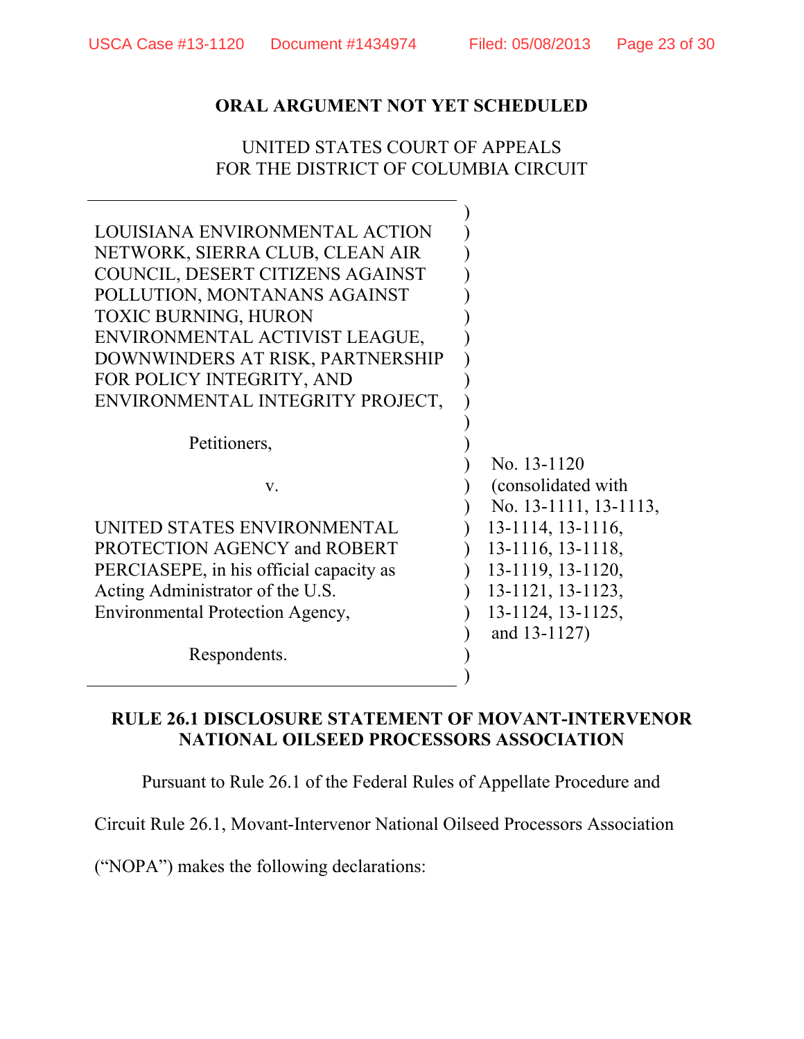**ORAL ARGUMENT NOT YET SCHEDULED**

UNITED STATES COURT OF APPEALS
FOR THE DISTRICT OF COLUMBIA CIRCUIT

| | |
|---|---|
| LOUISIANA ENVIRONMENTAL ACTION NETWORK, SIERRA CLUB, CLEAN AIR COUNCIL, DESERT CITIZENS AGAINST POLLUTION, MONTANANS AGAINST TOXIC BURNING, HURON ENVIRONMENTAL ACTIVIST LEAGUE, DOWNWINDERS AT RISK, PARTNERSHIP FOR POLICY INTEGRITY, AND ENVIRONMENTAL INTEGRITY PROJECT, | |
| Petitioners, | |
| v. | No. 13-1120 (consolidated with No. 13-1111, 13-1113, 13-1114, 13-1116, 13-1116, 13-1118, 13-1119, 13-1120, 13-1121, 13-1123, 13-1124, 13-1125, and 13-1127) |
| UNITED STATES ENVIRONMENTAL PROTECTION AGENCY and ROBERT PERCIASEPE, in his official capacity as Acting Administrator of the U.S. Environmental Protection Agency, | |
| Respondents. | |

**RULE 26.1 DISCLOSURE STATEMENT OF MOVANT-INTERVENOR NATIONAL OILSEED PROCESSORS ASSOCIATION**

Pursuant to Rule 26.1 of the Federal Rules of Appellate Procedure and Circuit Rule 26.1, Movant-Intervenor National Oilseed Processors Association ("NOPA") makes the following declarations: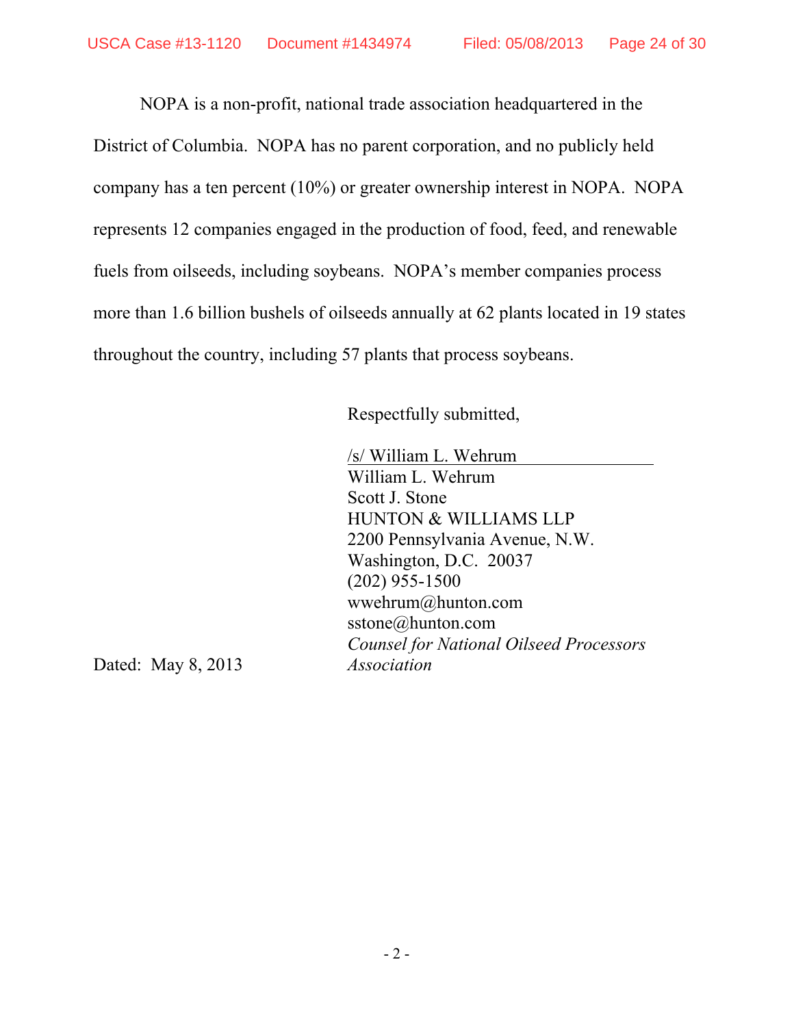NOPA is a non-profit, national trade association headquartered in the District of Columbia. NOPA has no parent corporation, and no publicly held company has a ten percent (10%) or greater ownership interest in NOPA. NOPA represents 12 companies engaged in the production of food, feed, and renewable fuels from oilseeds, including soybeans. NOPA's member companies process more than 1.6 billion bushels of oilseeds annually at 62 plants located in 19 states throughout the country, including 57 plants that process soybeans.

Respectfully submitted,

/s/ William L. Wehrum
William L. Wehrum
Scott J. Stone
HUNTON & WILLIAMS LLP
2200 Pennsylvania Avenue, N.W.
Washington, D.C. 20037
(202) 955-1500
wwehrum@hunton.com
sstone@hunton.com
*Counsel for National Oilseed Processors Association*

Dated: May 8, 2013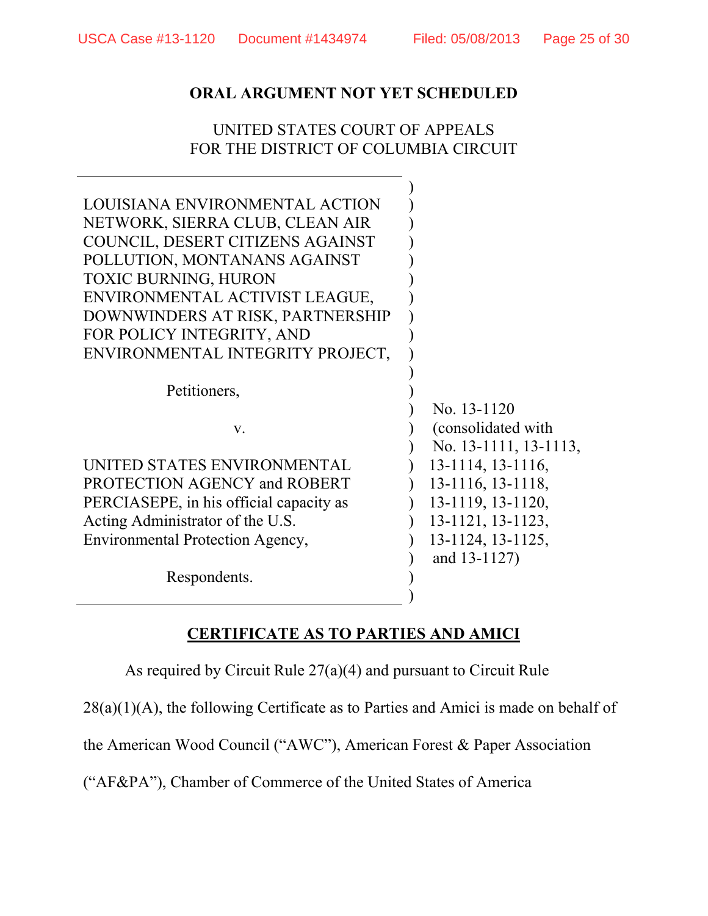**ORAL ARGUMENT NOT YET SCHEDULED**

UNITED STATES COURT OF APPEALS
FOR THE DISTRICT OF COLUMBIA CIRCUIT

| | |
|---|---|
| LOUISIANA ENVIRONMENTAL ACTION NETWORK, SIERRA CLUB, CLEAN AIR COUNCIL, DESERT CITIZENS AGAINST POLLUTION, MONTANANS AGAINST TOXIC BURNING, HURON ENVIRONMENTAL ACTIVIST LEAGUE, DOWNWINDERS AT RISK, PARTNERSHIP FOR POLICY INTEGRITY, AND ENVIRONMENTAL INTEGRITY PROJECT, | |
| Petitioners, | |
| v. | No. 13-1120 (consolidated with No. 13-1111, 13-1113, 13-1114, 13-1116, 13-1116, 13-1118, 13-1119, 13-1120, 13-1121, 13-1123, 13-1124, 13-1125, and 13-1127) |
| UNITED STATES ENVIRONMENTAL PROTECTION AGENCY and ROBERT PERCIASEPE, in his official capacity as Acting Administrator of the U.S. Environmental Protection Agency, | |
| Respondents. | |

**CERTIFICATE AS TO PARTIES AND AMICI**

As required by Circuit Rule 27(a)(4) and pursuant to Circuit Rule 28(a)(1)(A), the following Certificate as to Parties and Amici is made on behalf of the American Wood Council ("AWC"), American Forest & Paper Association ("AF&PA"), Chamber of Commerce of the United States of America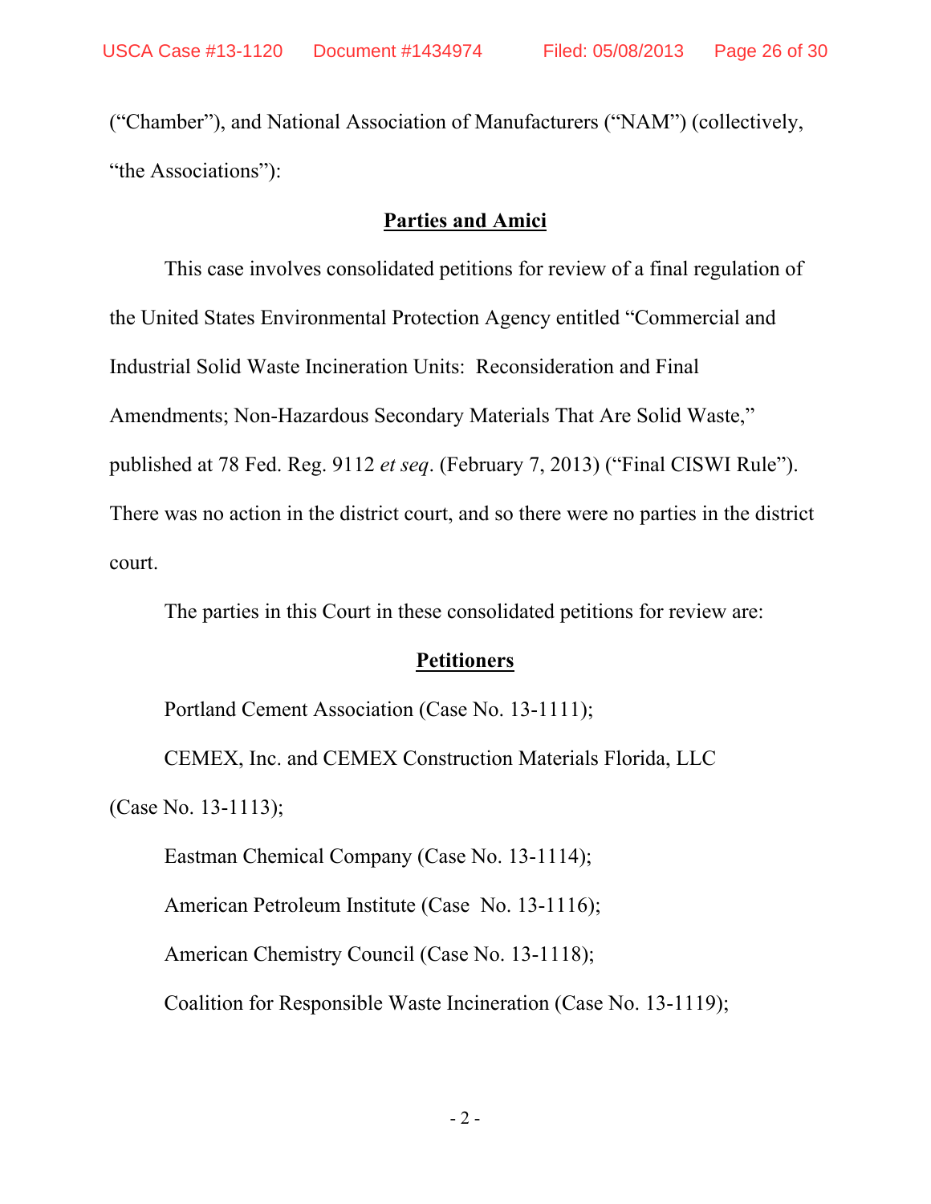("Chamber"), and National Association of Manufacturers ("NAM") (collectively, "the Associations"):

**<u>Parties and Amici</u>**

This case involves consolidated petitions for review of a final regulation of the United States Environmental Protection Agency entitled "Commercial and Industrial Solid Waste Incineration Units: Reconsideration and Final Amendments; Non-Hazardous Secondary Materials That Are Solid Waste," published at 78 Fed. Reg. 9112 *et seq*. (February 7, 2013) ("Final CISWI Rule"). There was no action in the district court, and so there were no parties in the district court.

The parties in this Court in these consolidated petitions for review are:

**<u>Petitioners</u>**

Portland Cement Association (Case No. 13-1111);

CEMEX, Inc. and CEMEX Construction Materials Florida, LLC (Case No. 13-1113);

Eastman Chemical Company (Case No. 13-1114);

American Petroleum Institute (Case No. 13-1116);

American Chemistry Council (Case No. 13-1118);

Coalition for Responsible Waste Incineration (Case No. 13-1119);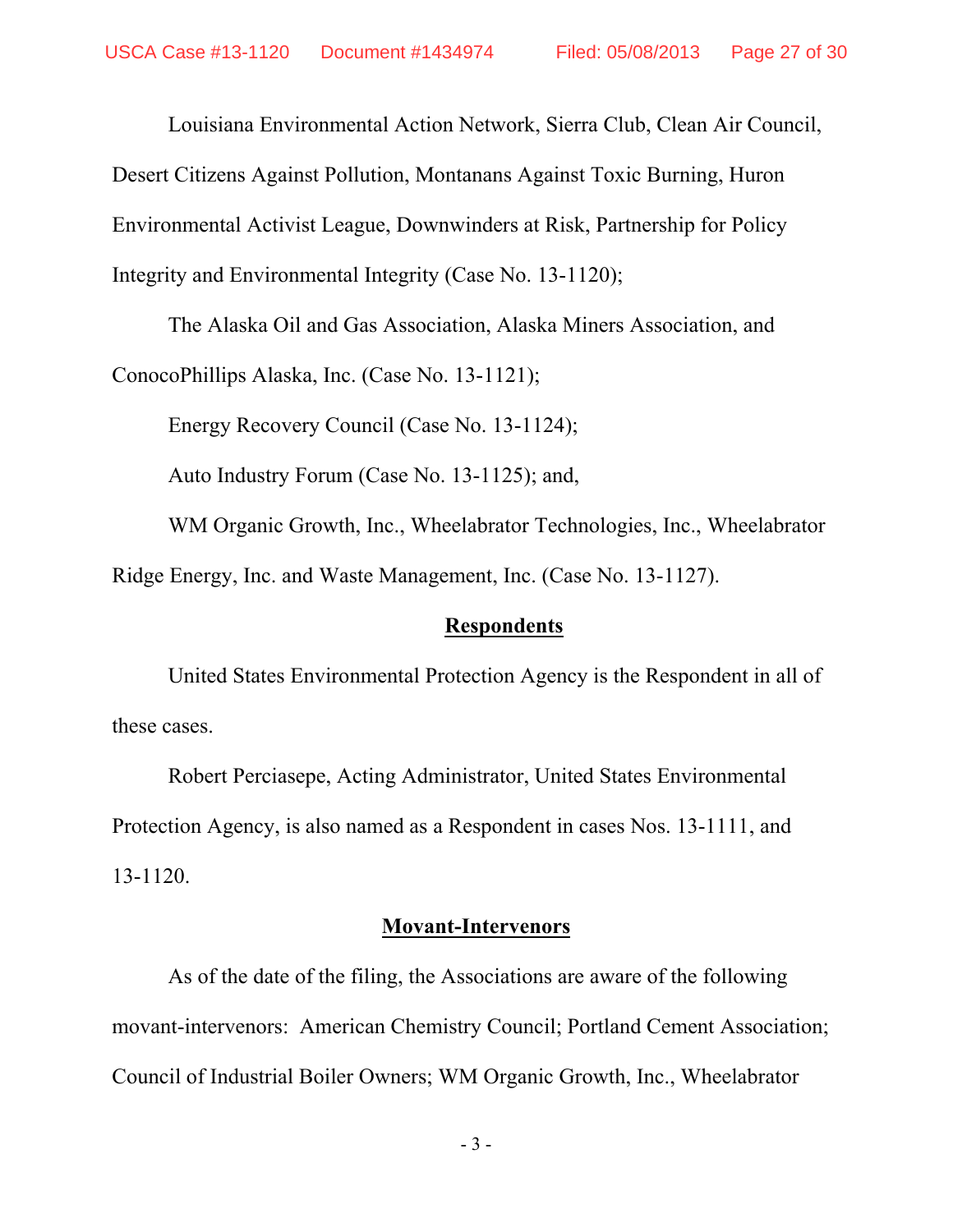Louisiana Environmental Action Network, Sierra Club, Clean Air Council, Desert Citizens Against Pollution, Montanans Against Toxic Burning, Huron Environmental Activist League, Downwinders at Risk, Partnership for Policy Integrity and Environmental Integrity (Case No. 13-1120);

The Alaska Oil and Gas Association, Alaska Miners Association, and ConocoPhillips Alaska, Inc. (Case No. 13-1121);

Energy Recovery Council (Case No. 13-1124);

Auto Industry Forum (Case No. 13-1125); and,

WM Organic Growth, Inc., Wheelabrator Technologies, Inc., Wheelabrator Ridge Energy, Inc. and Waste Management, Inc. (Case No. 13-1127).

**Respondents**

United States Environmental Protection Agency is the Respondent in all of these cases.

Robert Perciasepe, Acting Administrator, United States Environmental Protection Agency, is also named as a Respondent in cases Nos. 13-1111, and 13-1120.

**Movant-Intervenors**

As of the date of the filing, the Associations are aware of the following movant-intervenors: American Chemistry Council; Portland Cement Association; Council of Industrial Boiler Owners; WM Organic Growth, Inc., Wheelabrator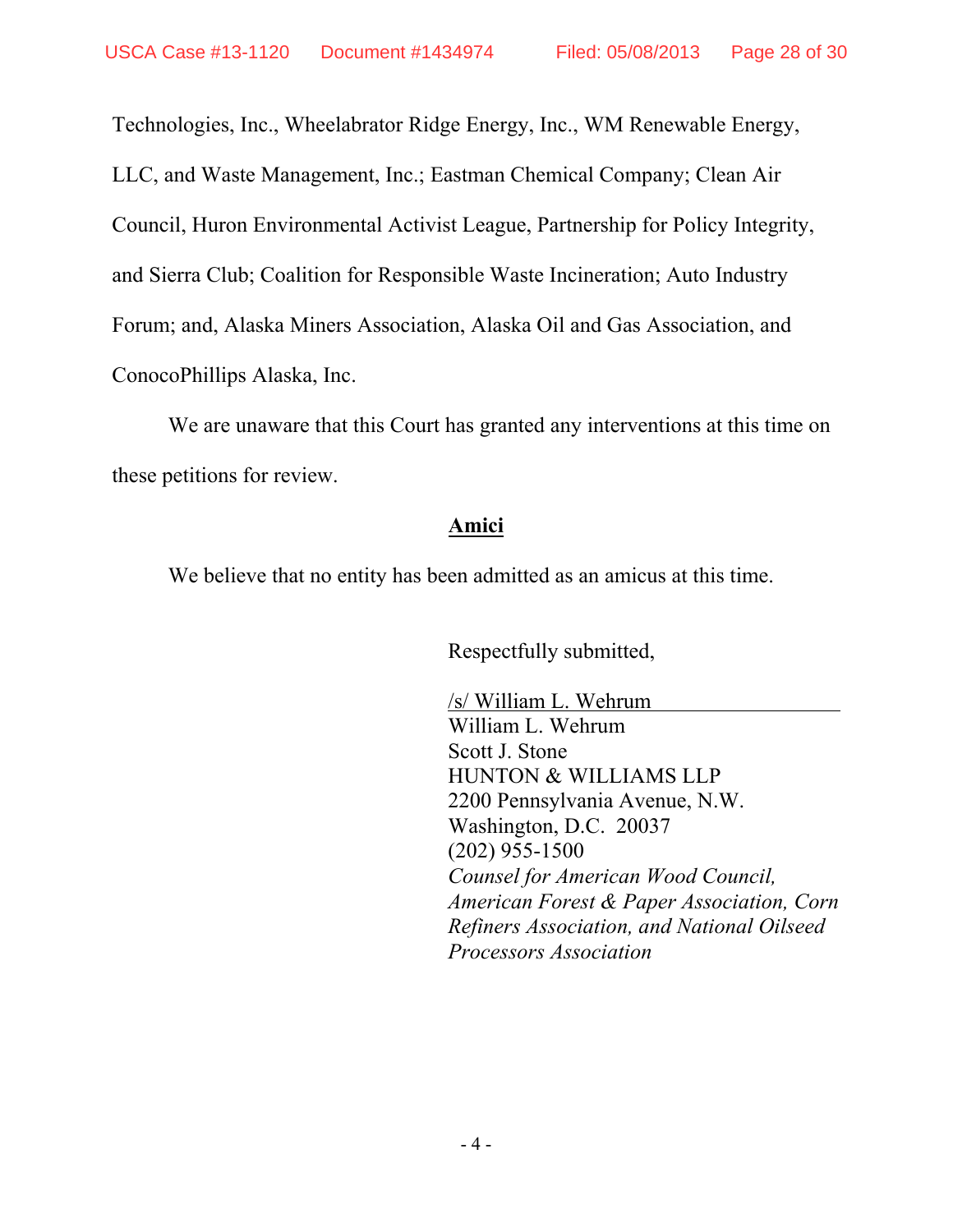Technologies, Inc., Wheelabrator Ridge Energy, Inc., WM Renewable Energy, LLC, and Waste Management, Inc.; Eastman Chemical Company; Clean Air Council, Huron Environmental Activist League, Partnership for Policy Integrity, and Sierra Club; Coalition for Responsible Waste Incineration; Auto Industry Forum; and, Alaska Miners Association, Alaska Oil and Gas Association, and ConocoPhillips Alaska, Inc.

We are unaware that this Court has granted any interventions at this time on these petitions for review.

**Amici**

We believe that no entity has been admitted as an amicus at this time.

Respectfully submitted,

/s/ William L. Wehrum
William L. Wehrum
Scott J. Stone
HUNTON & WILLIAMS LLP
2200 Pennsylvania Avenue, N.W.
Washington, D.C. 20037
(202) 955-1500
*Counsel for American Wood Council, American Forest & Paper Association, Corn Refiners Association, and National Oilseed Processors Association*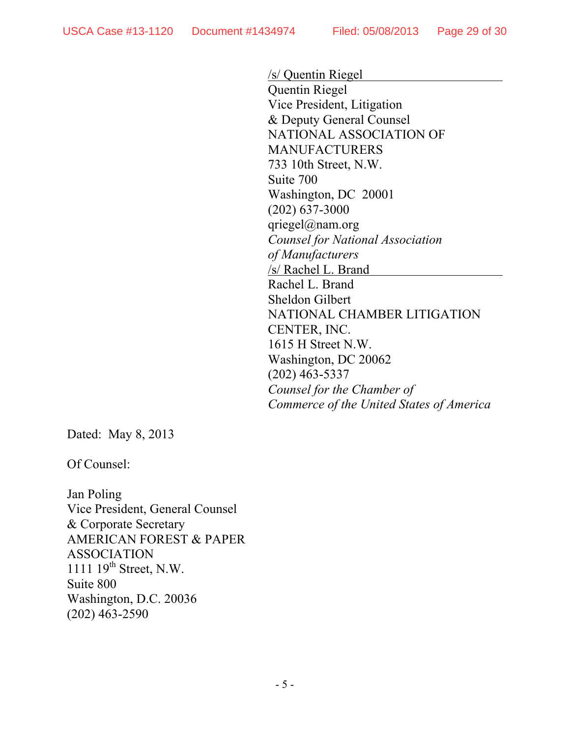/s/ Quentin Riegel
Quentin Riegel
Vice President, Litigation
& Deputy General Counsel
NATIONAL ASSOCIATION OF
MANUFACTURERS
733 10th Street, N.W.
Suite 700
Washington, DC 20001
(202) 637-3000
qriegel@nam.org
*Counsel for National Association of Manufacturers*

/s/ Rachel L. Brand
Rachel L. Brand
Sheldon Gilbert
NATIONAL CHAMBER LITIGATION
CENTER, INC.
1615 H Street N.W.
Washington, DC 20062
(202) 463-5337
*Counsel for the Chamber of Commerce of the United States of America*

Dated: May 8, 2013

Of Counsel:

Jan Poling
Vice President, General Counsel
& Corporate Secretary
AMERICAN FOREST & PAPER
ASSOCIATION
1111 19th Street, N.W.
Suite 800
Washington, D.C. 20036
(202) 463-2590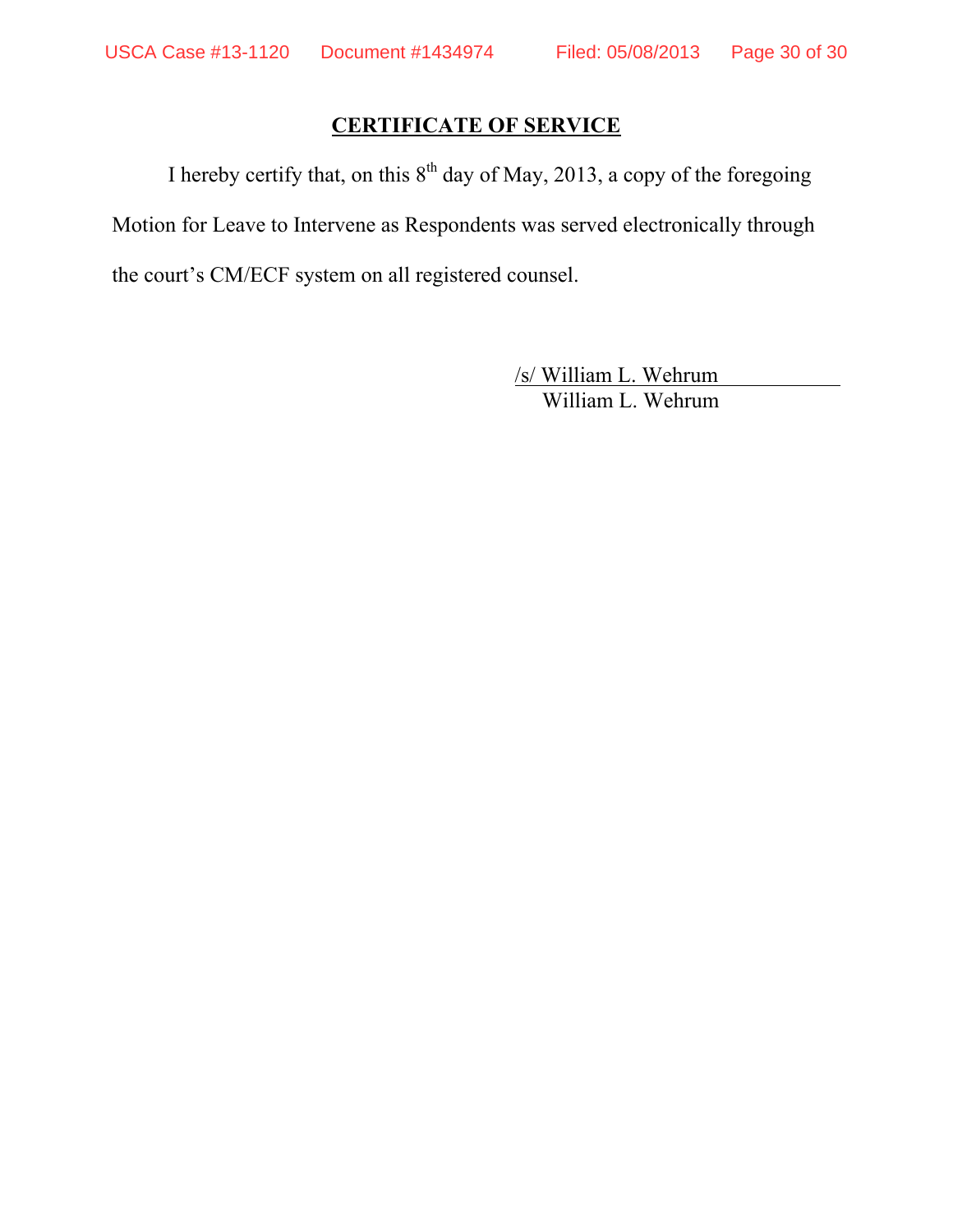## CERTIFICATE OF SERVICE

I hereby certify that, on this 8th day of May, 2013, a copy of the foregoing Motion for Leave to Intervene as Respondents was served electronically through the court's CM/ECF system on all registered counsel.

/s/ William L. Wehrum
William L. Wehrum